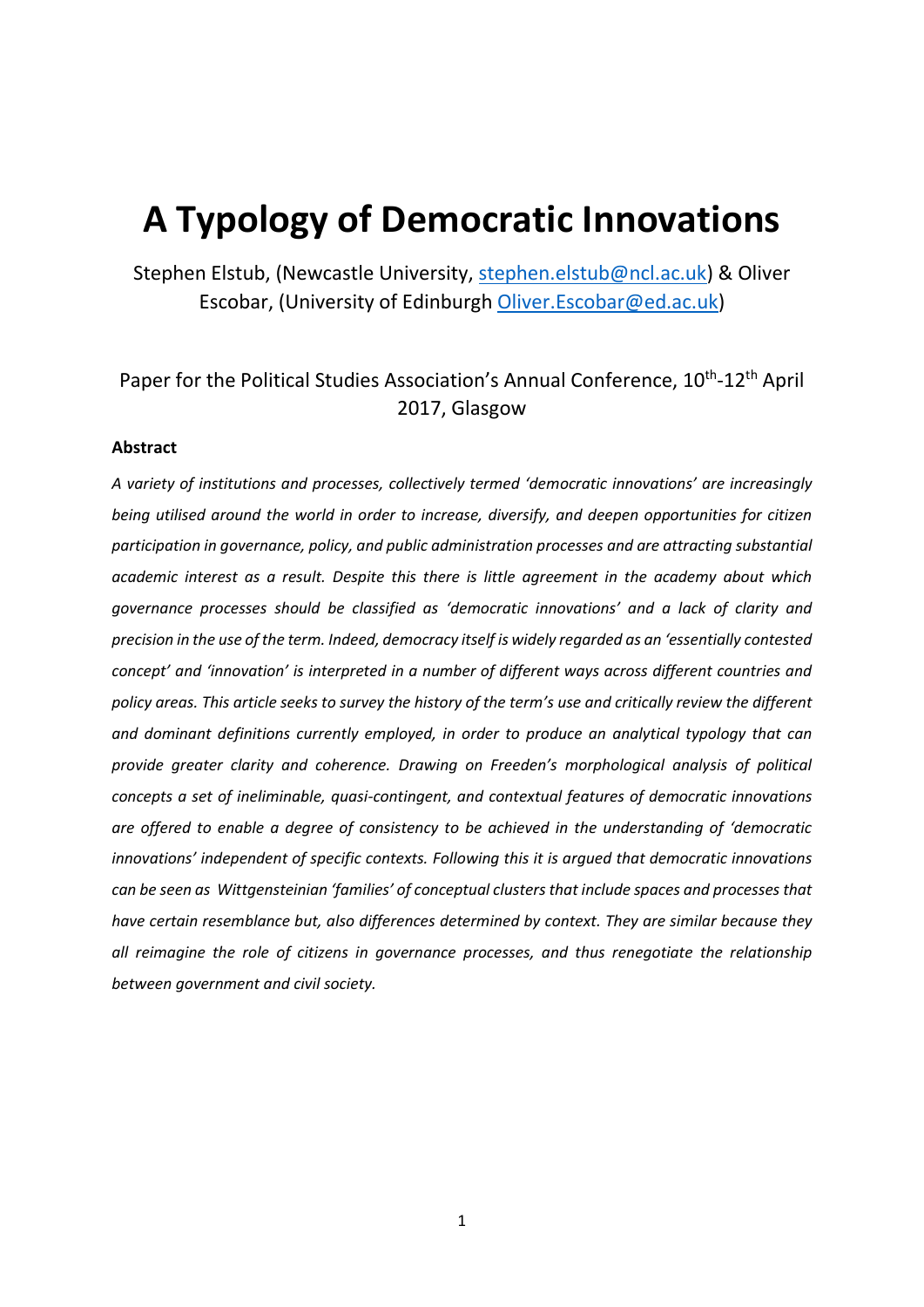# A Typology of Democratic Innovations

Stephen Elstub, (Newcastle University, stephen.elstub@ncl.ac.uk) & Oliver Escobar, (University of Edinburgh Oliver.Escobar@ed.ac.uk)

Paper for the Political Studies Association's Annual Conference, 10th-12th April 2017, Glasgow

### Abstract

*A variety of institutions and processes, collectively termed 'democratic innovations' are increasingly being utilised around the world in order to increase, diversify, and deepen opportunities for citizen participation in governance, policy, and public administration processes and are attracting substantial academic interest as a result. Despite this there is little agreement in the academy about which governance processes should be classified as 'democratic innovations' and a lack of clarity and precision in the use of the term. Indeed, democracy itself is widely regarded as an 'essentially contested concept' and 'innovation' is interpreted in a number of different ways across different countries and policy areas. This article seeks to survey the history of the term's use and critically review the different and dominant definitions currently employed, in order to produce an analytical typology that can provide greater clarity and coherence. Drawing on Freeden's morphological analysis of political concepts a set of ineliminable, quasi-contingent, and contextual features of democratic innovations are offered to enable a degree of consistency to be achieved in the understanding of 'democratic innovations' independent of specific contexts. Following this it is argued that democratic innovations can be seen as Wittgensteinian 'families' of conceptual clusters that include spaces and processes that have certain resemblance but, also differences determined by context. They are similar because they all reimagine the role of citizens in governance processes, and thus renegotiate the relationship between government and civil society.*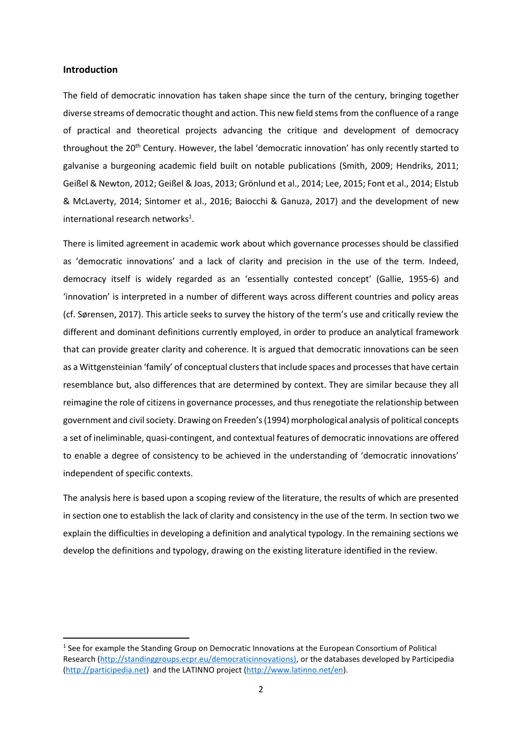**Introduction**

The field of democratic innovation has taken shape since the turn of the century, bringing together diverse streams of democratic thought and action. This new field stems from the confluence of a range of practical and theoretical projects advancing the critique and development of democracy throughout the 20th Century. However, the label 'democratic innovation' has only recently started to galvanise a burgeoning academic field built on notable publications (Smith, 2009; Hendriks, 2011; Geißel & Newton, 2012; Geißel & Joas, 2013; Grönlund et al., 2014; Lee, 2015; Font et al., 2014; Elstub & McLaverty, 2014; Sintomer et al., 2016; Baiocchi & Ganuza, 2017) and the development of new international research networks[1].

There is limited agreement in academic work about which governance processes should be classified as 'democratic innovations' and a lack of clarity and precision in the use of the term. Indeed, democracy itself is widely regarded as an 'essentially contested concept' (Gallie, 1955-6) and 'innovation' is interpreted in a number of different ways across different countries and policy areas (cf. Sørensen, 2017). This article seeks to survey the history of the term's use and critically review the different and dominant definitions currently employed, in order to produce an analytical framework that can provide greater clarity and coherence. It is argued that democratic innovations can be seen as a Wittgensteinian 'family' of conceptual clusters that include spaces and processes that have certain resemblance but, also differences that are determined by context. They are similar because they all reimagine the role of citizens in governance processes, and thus renegotiate the relationship between government and civil society. Drawing on Freeden's (1994) morphological analysis of political concepts a set of ineliminable, quasi-contingent, and contextual features of democratic innovations are offered to enable a degree of consistency to be achieved in the understanding of 'democratic innovations' independent of specific contexts.

The analysis here is based upon a scoping review of the literature, the results of which are presented in section one to establish the lack of clarity and consistency in the use of the term. In section two we explain the difficulties in developing a definition and analytical typology. In the remaining sections we develop the definitions and typology, drawing on the existing literature identified in the review.

[1] See for example the Standing Group on Democratic Innovations at the European Consortium of Political Research (http://standinggroups.ecpr.eu/democraticinnovations), or the databases developed by Participedia (http://participedia.net) and the LATINNO project (http://www.latinno.net/en).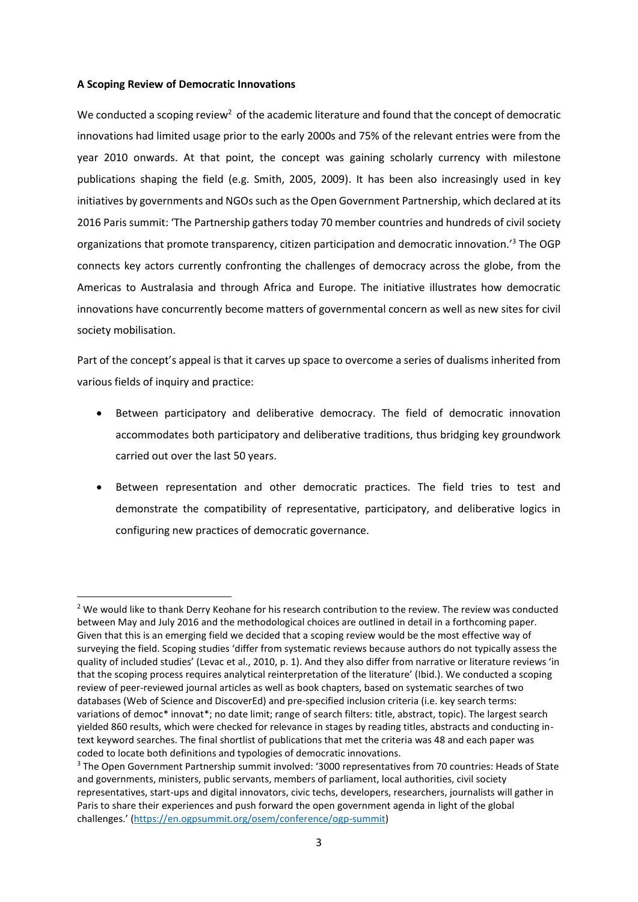**A Scoping Review of Democratic Innovations**

We conducted a scoping review[2] of the academic literature and found that the concept of democratic innovations had limited usage prior to the early 2000s and 75% of the relevant entries were from the year 2010 onwards. At that point, the concept was gaining scholarly currency with milestone publications shaping the field (e.g. Smith, 2005, 2009). It has been also increasingly used in key initiatives by governments and NGOs such as the Open Government Partnership, which declared at its 2016 Paris summit: 'The Partnership gathers today 70 member countries and hundreds of civil society organizations that promote transparency, citizen participation and democratic innovation.'[3] The OGP connects key actors currently confronting the challenges of democracy across the globe, from the Americas to Australasia and through Africa and Europe. The initiative illustrates how democratic innovations have concurrently become matters of governmental concern as well as new sites for civil society mobilisation.

Part of the concept's appeal is that it carves up space to overcome a series of dualisms inherited from various fields of inquiry and practice:

- Between participatory and deliberative democracy. The field of democratic innovation accommodates both participatory and deliberative traditions, thus bridging key groundwork carried out over the last 50 years.
- Between representation and other democratic practices. The field tries to test and demonstrate the compatibility of representative, participatory, and deliberative logics in configuring new practices of democratic governance.

---

[2] We would like to thank Derry Keohane for his research contribution to the review. The review was conducted between May and July 2016 and the methodological choices are outlined in detail in a forthcoming paper. Given that this is an emerging field we decided that a scoping review would be the most effective way of surveying the field. Scoping studies 'differ from systematic reviews because authors do not typically assess the quality of included studies' (Levac et al., 2010, p. 1). And they also differ from narrative or literature reviews 'in that the scoping process requires analytical reinterpretation of the literature' (Ibid.). We conducted a scoping review of peer-reviewed journal articles as well as book chapters, based on systematic searches of two databases (Web of Science and DiscoverEd) and pre-specified inclusion criteria (i.e. key search terms: variations of democ* innovat*; no date limit; range of search filters: title, abstract, topic). The largest search yielded 860 results, which were checked for relevance in stages by reading titles, abstracts and conducting in-text keyword searches. The final shortlist of publications that met the criteria was 48 and each paper was coded to locate both definitions and typologies of democratic innovations.

[3] The Open Government Partnership summit involved: '3000 representatives from 70 countries: Heads of State and governments, ministers, public servants, members of parliament, local authorities, civil society representatives, start-ups and digital innovators, civic techs, developers, researchers, journalists will gather in Paris to share their experiences and push forward the open government agenda in light of the global challenges.' (https://en.ogpsummit.org/osem/conference/ogp-summit)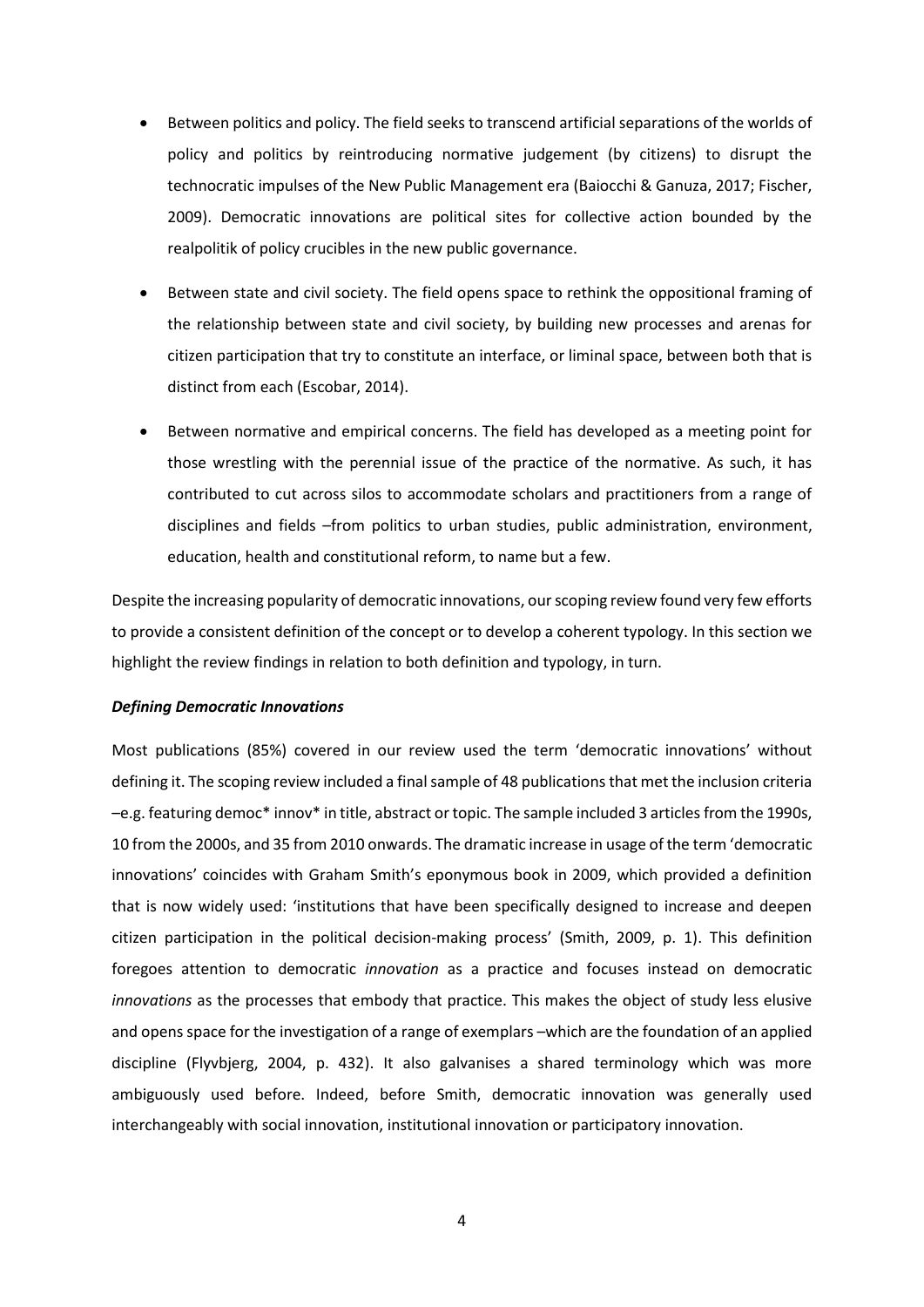- Between politics and policy. The field seeks to transcend artificial separations of the worlds of policy and politics by reintroducing normative judgement (by citizens) to disrupt the technocratic impulses of the New Public Management era (Baiocchi & Ganuza, 2017; Fischer, 2009). Democratic innovations are political sites for collective action bounded by the realpolitik of policy crucibles in the new public governance.

- Between state and civil society. The field opens space to rethink the oppositional framing of the relationship between state and civil society, by building new processes and arenas for citizen participation that try to constitute an interface, or liminal space, between both that is distinct from each (Escobar, 2014).

- Between normative and empirical concerns. The field has developed as a meeting point for those wrestling with the perennial issue of the practice of the normative. As such, it has contributed to cut across silos to accommodate scholars and practitioners from a range of disciplines and fields –from politics to urban studies, public administration, environment, education, health and constitutional reform, to name but a few.

Despite the increasing popularity of democratic innovations, our scoping review found very few efforts to provide a consistent definition of the concept or to develop a coherent typology. In this section we highlight the review findings in relation to both definition and typology, in turn.

***Defining Democratic Innovations***

Most publications (85%) covered in our review used the term 'democratic innovations' without defining it. The scoping review included a final sample of 48 publications that met the inclusion criteria –e.g. featuring democ* innov* in title, abstract or topic. The sample included 3 articles from the 1990s, 10 from the 2000s, and 35 from 2010 onwards. The dramatic increase in usage of the term 'democratic innovations' coincides with Graham Smith's eponymous book in 2009, which provided a definition that is now widely used: 'institutions that have been specifically designed to increase and deepen citizen participation in the political decision-making process' (Smith, 2009, p. 1). This definition foregoes attention to democratic *innovation* as a practice and focuses instead on democratic *innovations* as the processes that embody that practice. This makes the object of study less elusive and opens space for the investigation of a range of exemplars –which are the foundation of an applied discipline (Flyvbjerg, 2004, p. 432). It also galvanises a shared terminology which was more ambiguously used before. Indeed, before Smith, democratic innovation was generally used interchangeably with social innovation, institutional innovation or participatory innovation.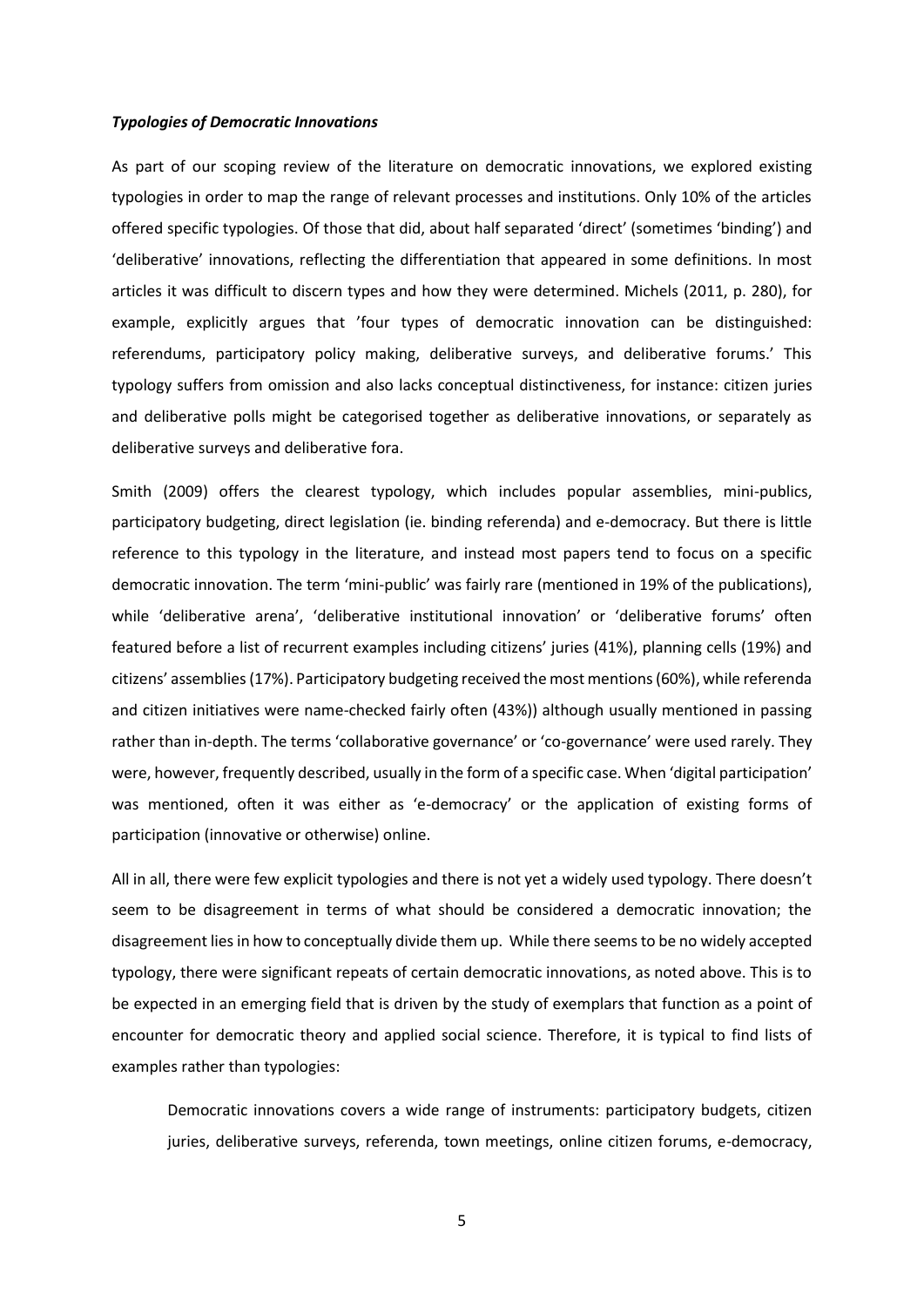### ***Typologies of Democratic Innovations***

As part of our scoping review of the literature on democratic innovations, we explored existing typologies in order to map the range of relevant processes and institutions. Only 10% of the articles offered specific typologies. Of those that did, about half separated 'direct' (sometimes 'binding') and 'deliberative' innovations, reflecting the differentiation that appeared in some definitions. In most articles it was difficult to discern types and how they were determined. Michels (2011, p. 280), for example, explicitly argues that 'four types of democratic innovation can be distinguished: referendums, participatory policy making, deliberative surveys, and deliberative forums.' This typology suffers from omission and also lacks conceptual distinctiveness, for instance: citizen juries and deliberative polls might be categorised together as deliberative innovations, or separately as deliberative surveys and deliberative fora.

Smith (2009) offers the clearest typology, which includes popular assemblies, mini-publics, participatory budgeting, direct legislation (ie. binding referenda) and e-democracy. But there is little reference to this typology in the literature, and instead most papers tend to focus on a specific democratic innovation. The term 'mini-public' was fairly rare (mentioned in 19% of the publications), while 'deliberative arena', 'deliberative institutional innovation' or 'deliberative forums' often featured before a list of recurrent examples including citizens' juries (41%), planning cells (19%) and citizens' assemblies (17%). Participatory budgeting received the most mentions (60%), while referenda and citizen initiatives were name-checked fairly often (43%)) although usually mentioned in passing rather than in-depth. The terms 'collaborative governance' or 'co-governance' were used rarely. They were, however, frequently described, usually in the form of a specific case. When 'digital participation' was mentioned, often it was either as 'e-democracy' or the application of existing forms of participation (innovative or otherwise) online.

All in all, there were few explicit typologies and there is not yet a widely used typology. There doesn't seem to be disagreement in terms of what should be considered a democratic innovation; the disagreement lies in how to conceptually divide them up. While there seems to be no widely accepted typology, there were significant repeats of certain democratic innovations, as noted above. This is to be expected in an emerging field that is driven by the study of exemplars that function as a point of encounter for democratic theory and applied social science. Therefore, it is typical to find lists of examples rather than typologies:

> Democratic innovations covers a wide range of instruments: participatory budgets, citizen juries, deliberative surveys, referenda, town meetings, online citizen forums, e-democracy,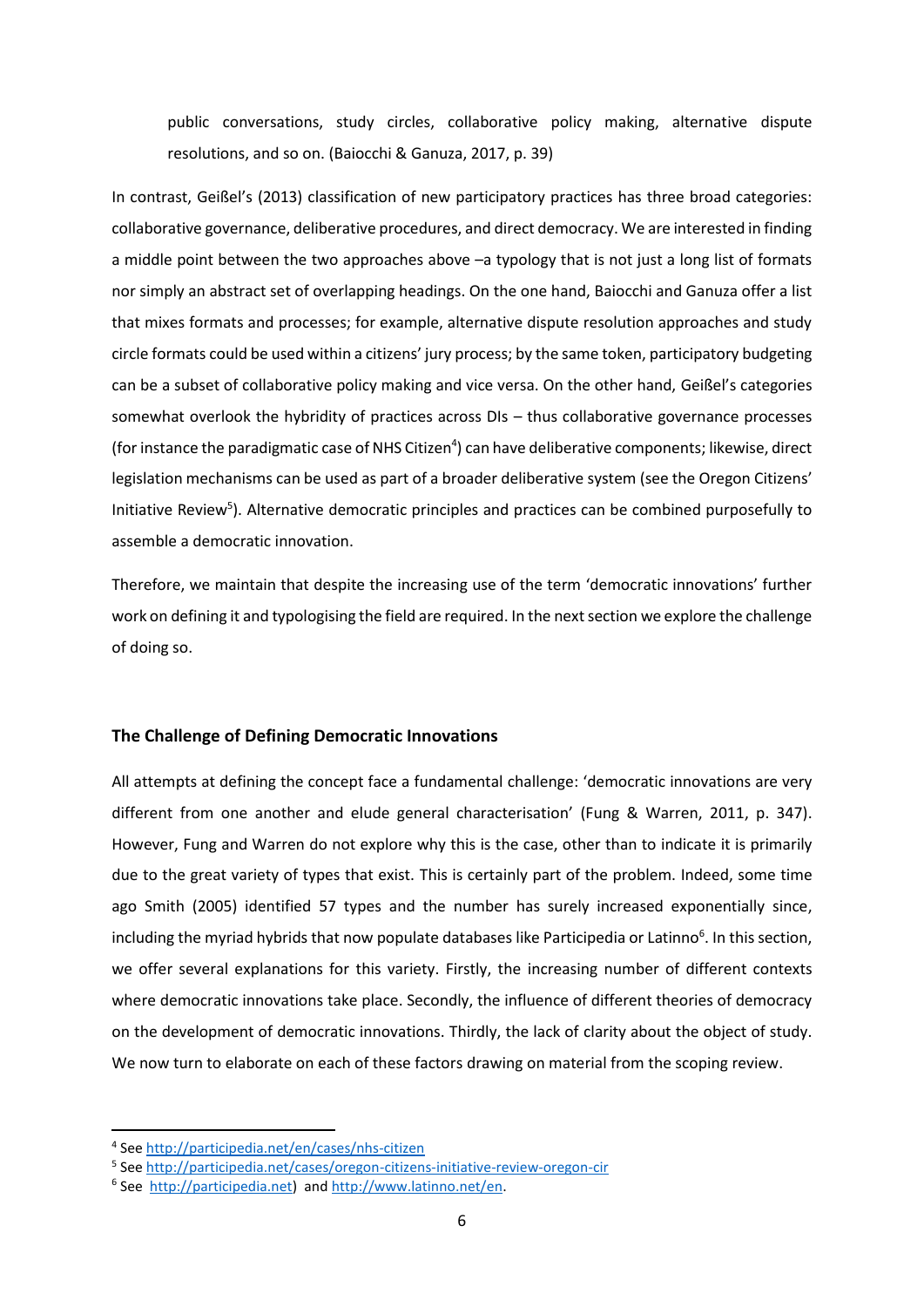> public conversations, study circles, collaborative policy making, alternative dispute resolutions, and so on. (Baiocchi & Ganuza, 2017, p. 39)

In contrast, Geißel's (2013) classification of new participatory practices has three broad categories: collaborative governance, deliberative procedures, and direct democracy. We are interested in finding a middle point between the two approaches above –a typology that is not just a long list of formats nor simply an abstract set of overlapping headings. On the one hand, Baiocchi and Ganuza offer a list that mixes formats and processes; for example, alternative dispute resolution approaches and study circle formats could be used within a citizens' jury process; by the same token, participatory budgeting can be a subset of collaborative policy making and vice versa. On the other hand, Geißel's categories somewhat overlook the hybridity of practices across DIs – thus collaborative governance processes (for instance the paradigmatic case of NHS Citizen[4]) can have deliberative components; likewise, direct legislation mechanisms can be used as part of a broader deliberative system (see the Oregon Citizens' Initiative Review[5]). Alternative democratic principles and practices can be combined purposefully to assemble a democratic innovation.

Therefore, we maintain that despite the increasing use of the term 'democratic innovations' further work on defining it and typologising the field are required. In the next section we explore the challenge of doing so.

## The Challenge of Defining Democratic Innovations

All attempts at defining the concept face a fundamental challenge: 'democratic innovations are very different from one another and elude general characterisation' (Fung & Warren, 2011, p. 347). However, Fung and Warren do not explore why this is the case, other than to indicate it is primarily due to the great variety of types that exist. This is certainly part of the problem. Indeed, some time ago Smith (2005) identified 57 types and the number has surely increased exponentially since, including the myriad hybrids that now populate databases like Participedia or Latinno[6]. In this section, we offer several explanations for this variety. Firstly, the increasing number of different contexts where democratic innovations take place. Secondly, the influence of different theories of democracy on the development of democratic innovations. Thirdly, the lack of clarity about the object of study. We now turn to elaborate on each of these factors drawing on material from the scoping review.

---

[4] See http://participedia.net/en/cases/nhs-citizen

[5] See http://participedia.net/cases/oregon-citizens-initiative-review-oregon-cir

[6] See http://participedia.net) and http://www.latinno.net/en.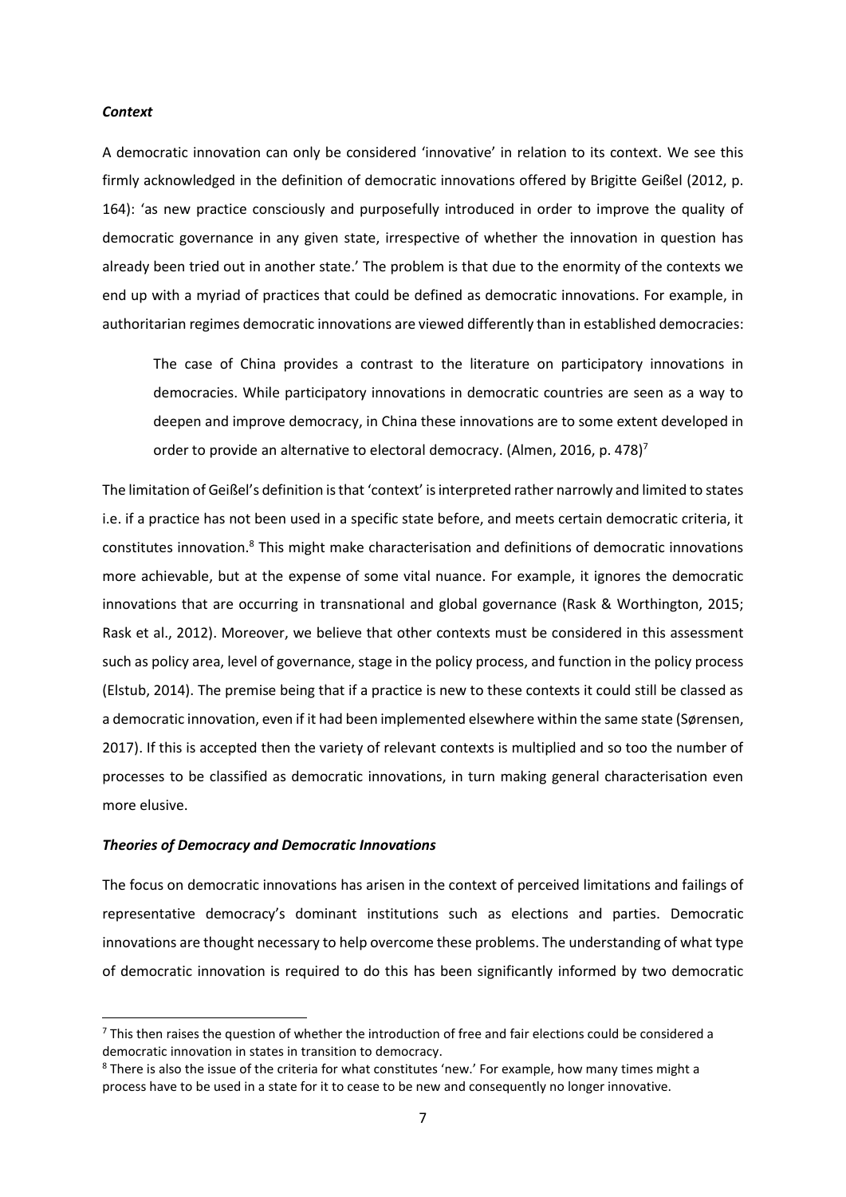### *Context*

A democratic innovation can only be considered 'innovative' in relation to its context. We see this firmly acknowledged in the definition of democratic innovations offered by Brigitte Geißel (2012, p. 164): 'as new practice consciously and purposefully introduced in order to improve the quality of democratic governance in any given state, irrespective of whether the innovation in question has already been tried out in another state.' The problem is that due to the enormity of the contexts we end up with a myriad of practices that could be defined as democratic innovations. For example, in authoritarian regimes democratic innovations are viewed differently than in established democracies:

> The case of China provides a contrast to the literature on participatory innovations in democracies. While participatory innovations in democratic countries are seen as a way to deepen and improve democracy, in China these innovations are to some extent developed in order to provide an alternative to electoral democracy. (Almen, 2016, p. 478)[7]

The limitation of Geißel's definition is that 'context' is interpreted rather narrowly and limited to states i.e. if a practice has not been used in a specific state before, and meets certain democratic criteria, it constitutes innovation.[8] This might make characterisation and definitions of democratic innovations more achievable, but at the expense of some vital nuance. For example, it ignores the democratic innovations that are occurring in transnational and global governance (Rask & Worthington, 2015; Rask et al., 2012). Moreover, we believe that other contexts must be considered in this assessment such as policy area, level of governance, stage in the policy process, and function in the policy process (Elstub, 2014). The premise being that if a practice is new to these contexts it could still be classed as a democratic innovation, even if it had been implemented elsewhere within the same state (Sørensen, 2017). If this is accepted then the variety of relevant contexts is multiplied and so too the number of processes to be classified as democratic innovations, in turn making general characterisation even more elusive.

### *Theories of Democracy and Democratic Innovations*

The focus on democratic innovations has arisen in the context of perceived limitations and failings of representative democracy's dominant institutions such as elections and parties. Democratic innovations are thought necessary to help overcome these problems. The understanding of what type of democratic innovation is required to do this has been significantly informed by two democratic

---

[7] This then raises the question of whether the introduction of free and fair elections could be considered a democratic innovation in states in transition to democracy.

[8] There is also the issue of the criteria for what constitutes 'new.' For example, how many times might a process have to be used in a state for it to cease to be new and consequently no longer innovative.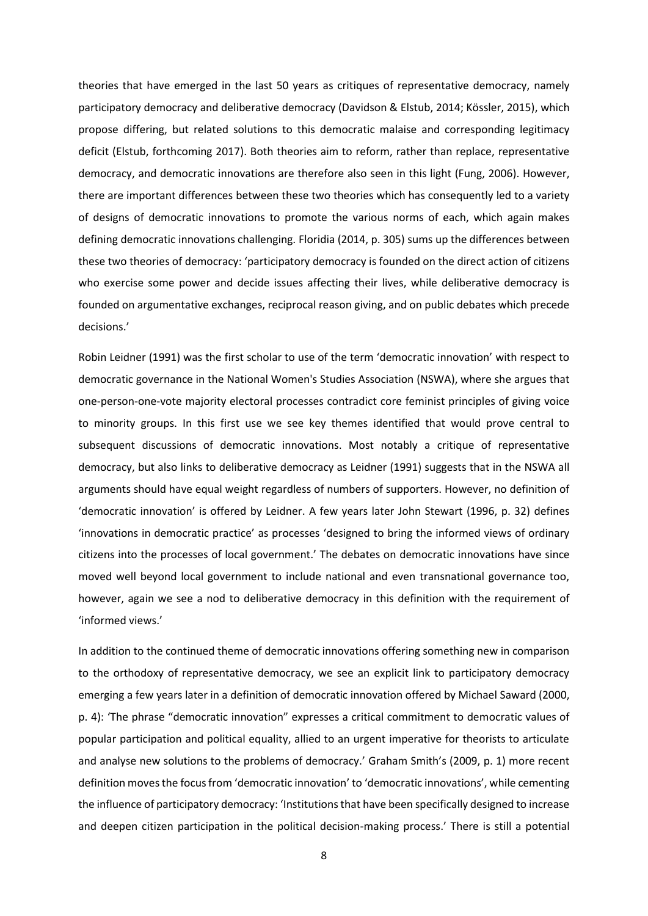theories that have emerged in the last 50 years as critiques of representative democracy, namely participatory democracy and deliberative democracy (Davidson & Elstub, 2014; Kössler, 2015), which propose differing, but related solutions to this democratic malaise and corresponding legitimacy deficit (Elstub, forthcoming 2017). Both theories aim to reform, rather than replace, representative democracy, and democratic innovations are therefore also seen in this light (Fung, 2006). However, there are important differences between these two theories which has consequently led to a variety of designs of democratic innovations to promote the various norms of each, which again makes defining democratic innovations challenging. Floridia (2014, p. 305) sums up the differences between these two theories of democracy: 'participatory democracy is founded on the direct action of citizens who exercise some power and decide issues affecting their lives, while deliberative democracy is founded on argumentative exchanges, reciprocal reason giving, and on public debates which precede decisions.'

Robin Leidner (1991) was the first scholar to use of the term 'democratic innovation' with respect to democratic governance in the National Women's Studies Association (NSWA), where she argues that one-person-one-vote majority electoral processes contradict core feminist principles of giving voice to minority groups. In this first use we see key themes identified that would prove central to subsequent discussions of democratic innovations. Most notably a critique of representative democracy, but also links to deliberative democracy as Leidner (1991) suggests that in the NSWA all arguments should have equal weight regardless of numbers of supporters. However, no definition of 'democratic innovation' is offered by Leidner. A few years later John Stewart (1996, p. 32) defines 'innovations in democratic practice' as processes 'designed to bring the informed views of ordinary citizens into the processes of local government.' The debates on democratic innovations have since moved well beyond local government to include national and even transnational governance too, however, again we see a nod to deliberative democracy in this definition with the requirement of 'informed views.'

In addition to the continued theme of democratic innovations offering something new in comparison to the orthodoxy of representative democracy, we see an explicit link to participatory democracy emerging a few years later in a definition of democratic innovation offered by Michael Saward (2000, p. 4): 'The phrase "democratic innovation" expresses a critical commitment to democratic values of popular participation and political equality, allied to an urgent imperative for theorists to articulate and analyse new solutions to the problems of democracy.' Graham Smith's (2009, p. 1) more recent definition moves the focus from 'democratic innovation' to 'democratic innovations', while cementing the influence of participatory democracy: 'Institutions that have been specifically designed to increase and deepen citizen participation in the political decision-making process.' There is still a potential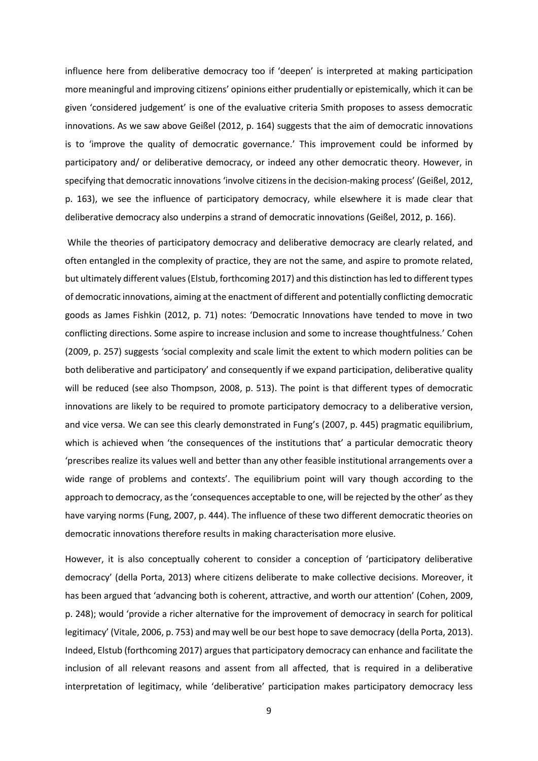influence here from deliberative democracy too if 'deepen' is interpreted at making participation more meaningful and improving citizens' opinions either prudentially or epistemically, which it can be given 'considered judgement' is one of the evaluative criteria Smith proposes to assess democratic innovations. As we saw above Geißel (2012, p. 164) suggests that the aim of democratic innovations is to 'improve the quality of democratic governance.' This improvement could be informed by participatory and/ or deliberative democracy, or indeed any other democratic theory. However, in specifying that democratic innovations 'involve citizens in the decision-making process' (Geißel, 2012, p. 163), we see the influence of participatory democracy, while elsewhere it is made clear that deliberative democracy also underpins a strand of democratic innovations (Geißel, 2012, p. 166).

While the theories of participatory democracy and deliberative democracy are clearly related, and often entangled in the complexity of practice, they are not the same, and aspire to promote related, but ultimately different values (Elstub, forthcoming 2017) and this distinction has led to different types of democratic innovations, aiming at the enactment of different and potentially conflicting democratic goods as James Fishkin (2012, p. 71) notes: 'Democratic Innovations have tended to move in two conflicting directions. Some aspire to increase inclusion and some to increase thoughtfulness.' Cohen (2009, p. 257) suggests 'social complexity and scale limit the extent to which modern polities can be both deliberative and participatory' and consequently if we expand participation, deliberative quality will be reduced (see also Thompson, 2008, p. 513). The point is that different types of democratic innovations are likely to be required to promote participatory democracy to a deliberative version, and vice versa. We can see this clearly demonstrated in Fung's (2007, p. 445) pragmatic equilibrium, which is achieved when 'the consequences of the institutions that' a particular democratic theory 'prescribes realize its values well and better than any other feasible institutional arrangements over a wide range of problems and contexts'. The equilibrium point will vary though according to the approach to democracy, as the 'consequences acceptable to one, will be rejected by the other' as they have varying norms (Fung, 2007, p. 444). The influence of these two different democratic theories on democratic innovations therefore results in making characterisation more elusive.

However, it is also conceptually coherent to consider a conception of 'participatory deliberative democracy' (della Porta, 2013) where citizens deliberate to make collective decisions. Moreover, it has been argued that 'advancing both is coherent, attractive, and worth our attention' (Cohen, 2009, p. 248); would 'provide a richer alternative for the improvement of democracy in search for political legitimacy' (Vitale, 2006, p. 753) and may well be our best hope to save democracy (della Porta, 2013). Indeed, Elstub (forthcoming 2017) argues that participatory democracy can enhance and facilitate the inclusion of all relevant reasons and assent from all affected, that is required in a deliberative interpretation of legitimacy, while 'deliberative' participation makes participatory democracy less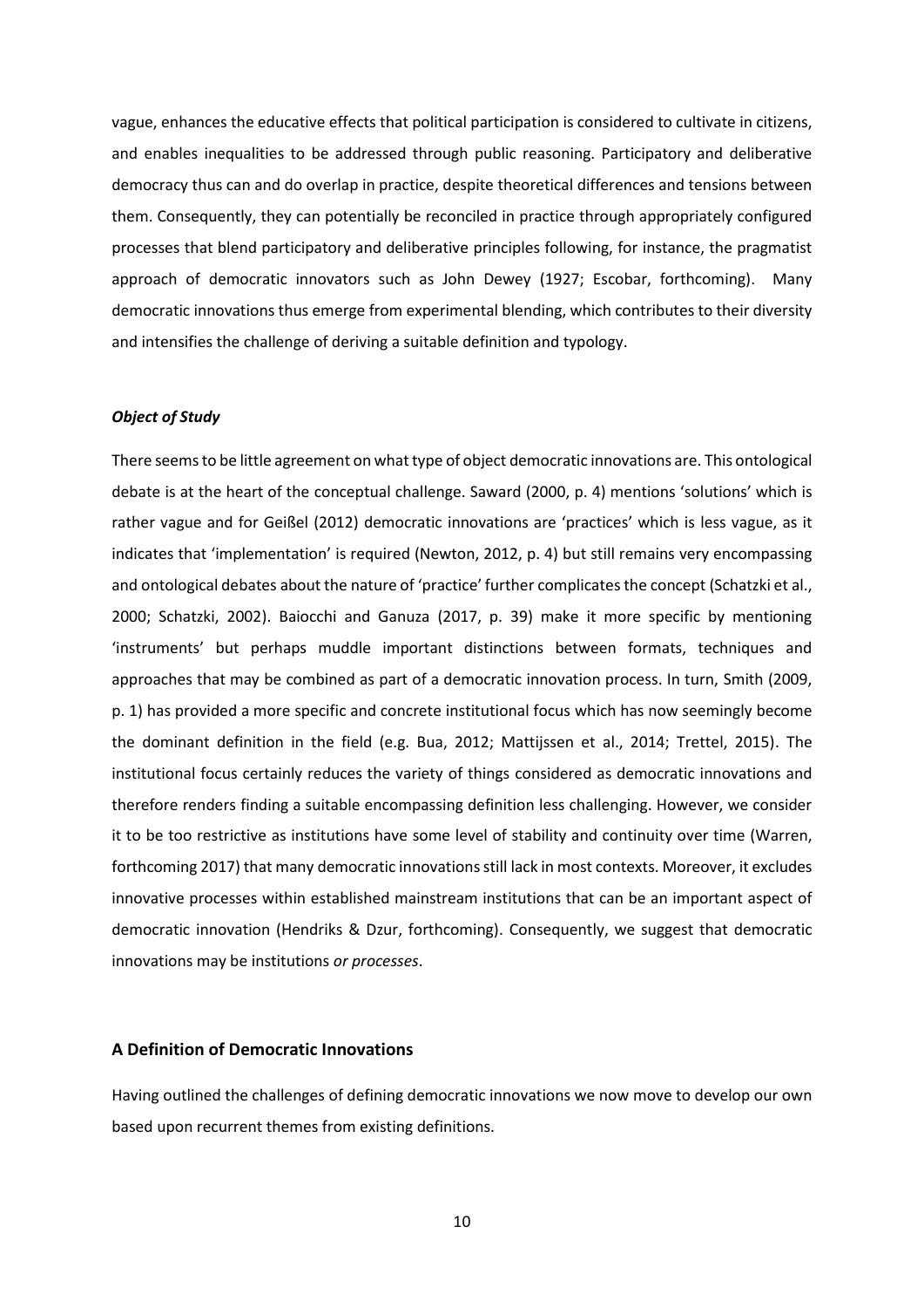vague, enhances the educative effects that political participation is considered to cultivate in citizens, and enables inequalities to be addressed through public reasoning. Participatory and deliberative democracy thus can and do overlap in practice, despite theoretical differences and tensions between them. Consequently, they can potentially be reconciled in practice through appropriately configured processes that blend participatory and deliberative principles following, for instance, the pragmatist approach of democratic innovators such as John Dewey (1927; Escobar, forthcoming). Many democratic innovations thus emerge from experimental blending, which contributes to their diversity and intensifies the challenge of deriving a suitable definition and typology.

### *Object of Study*

There seems to be little agreement on what type of object democratic innovations are. This ontological debate is at the heart of the conceptual challenge. Saward (2000, p. 4) mentions 'solutions' which is rather vague and for Geißel (2012) democratic innovations are 'practices' which is less vague, as it indicates that 'implementation' is required (Newton, 2012, p. 4) but still remains very encompassing and ontological debates about the nature of 'practice' further complicates the concept (Schatzki et al., 2000; Schatzki, 2002). Baiocchi and Ganuza (2017, p. 39) make it more specific by mentioning 'instruments' but perhaps muddle important distinctions between formats, techniques and approaches that may be combined as part of a democratic innovation process. In turn, Smith (2009, p. 1) has provided a more specific and concrete institutional focus which has now seemingly become the dominant definition in the field (e.g. Bua, 2012; Mattijssen et al., 2014; Trettel, 2015). The institutional focus certainly reduces the variety of things considered as democratic innovations and therefore renders finding a suitable encompassing definition less challenging. However, we consider it to be too restrictive as institutions have some level of stability and continuity over time (Warren, forthcoming 2017) that many democratic innovations still lack in most contexts. Moreover, it excludes innovative processes within established mainstream institutions that can be an important aspect of democratic innovation (Hendriks & Dzur, forthcoming). Consequently, we suggest that democratic innovations may be institutions *or processes*.

## A Definition of Democratic Innovations

Having outlined the challenges of defining democratic innovations we now move to develop our own based upon recurrent themes from existing definitions.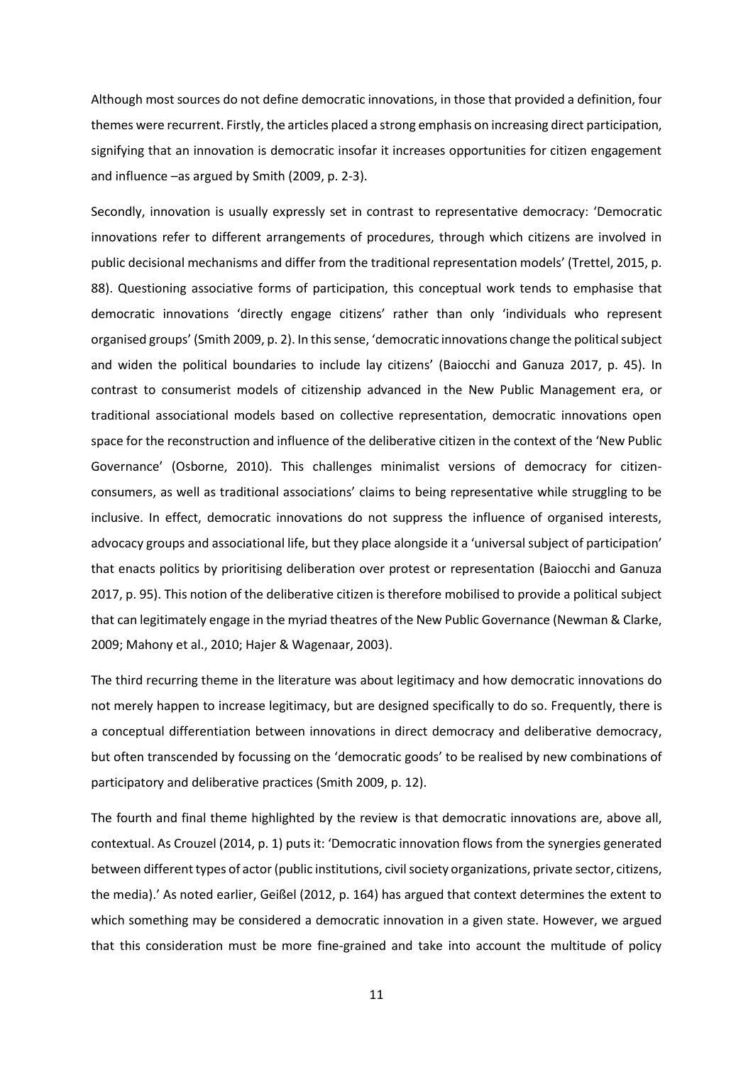Although most sources do not define democratic innovations, in those that provided a definition, four themes were recurrent. Firstly, the articles placed a strong emphasis on increasing direct participation, signifying that an innovation is democratic insofar it increases opportunities for citizen engagement and influence –as argued by Smith (2009, p. 2-3).

Secondly, innovation is usually expressly set in contrast to representative democracy: 'Democratic innovations refer to different arrangements of procedures, through which citizens are involved in public decisional mechanisms and differ from the traditional representation models' (Trettel, 2015, p. 88). Questioning associative forms of participation, this conceptual work tends to emphasise that democratic innovations 'directly engage citizens' rather than only 'individuals who represent organised groups' (Smith 2009, p. 2). In this sense, 'democratic innovations change the political subject and widen the political boundaries to include lay citizens' (Baiocchi and Ganuza 2017, p. 45). In contrast to consumerist models of citizenship advanced in the New Public Management era, or traditional associational models based on collective representation, democratic innovations open space for the reconstruction and influence of the deliberative citizen in the context of the 'New Public Governance' (Osborne, 2010). This challenges minimalist versions of democracy for citizen-consumers, as well as traditional associations' claims to being representative while struggling to be inclusive. In effect, democratic innovations do not suppress the influence of organised interests, advocacy groups and associational life, but they place alongside it a 'universal subject of participation' that enacts politics by prioritising deliberation over protest or representation (Baiocchi and Ganuza 2017, p. 95). This notion of the deliberative citizen is therefore mobilised to provide a political subject that can legitimately engage in the myriad theatres of the New Public Governance (Newman & Clarke, 2009; Mahony et al., 2010; Hajer & Wagenaar, 2003).

The third recurring theme in the literature was about legitimacy and how democratic innovations do not merely happen to increase legitimacy, but are designed specifically to do so. Frequently, there is a conceptual differentiation between innovations in direct democracy and deliberative democracy, but often transcended by focussing on the 'democratic goods' to be realised by new combinations of participatory and deliberative practices (Smith 2009, p. 12).

The fourth and final theme highlighted by the review is that democratic innovations are, above all, contextual. As Crouzel (2014, p. 1) puts it: 'Democratic innovation flows from the synergies generated between different types of actor (public institutions, civil society organizations, private sector, citizens, the media).' As noted earlier, Geißel (2012, p. 164) has argued that context determines the extent to which something may be considered a democratic innovation in a given state. However, we argued that this consideration must be more fine-grained and take into account the multitude of policy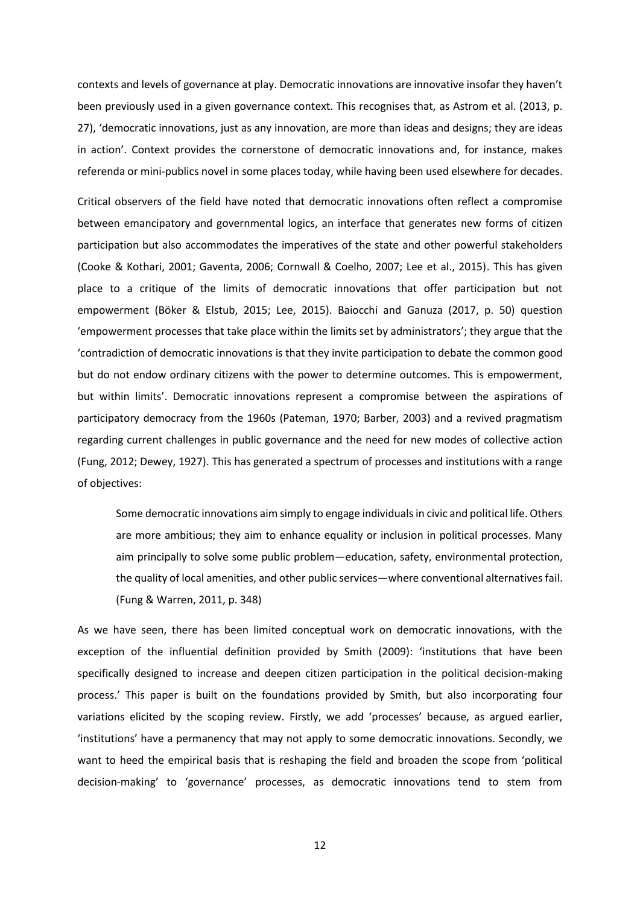contexts and levels of governance at play. Democratic innovations are innovative insofar they haven't been previously used in a given governance context. This recognises that, as Astrom et al. (2013, p. 27), 'democratic innovations, just as any innovation, are more than ideas and designs; they are ideas in action'. Context provides the cornerstone of democratic innovations and, for instance, makes referenda or mini-publics novel in some places today, while having been used elsewhere for decades.

Critical observers of the field have noted that democratic innovations often reflect a compromise between emancipatory and governmental logics, an interface that generates new forms of citizen participation but also accommodates the imperatives of the state and other powerful stakeholders (Cooke & Kothari, 2001; Gaventa, 2006; Cornwall & Coelho, 2007; Lee et al., 2015). This has given place to a critique of the limits of democratic innovations that offer participation but not empowerment (Böker & Elstub, 2015; Lee, 2015). Baiocchi and Ganuza (2017, p. 50) question 'empowerment processes that take place within the limits set by administrators'; they argue that the 'contradiction of democratic innovations is that they invite participation to debate the common good but do not endow ordinary citizens with the power to determine outcomes. This is empowerment, but within limits'. Democratic innovations represent a compromise between the aspirations of participatory democracy from the 1960s (Pateman, 1970; Barber, 2003) and a revived pragmatism regarding current challenges in public governance and the need for new modes of collective action (Fung, 2012; Dewey, 1927). This has generated a spectrum of processes and institutions with a range of objectives:

> Some democratic innovations aim simply to engage individuals in civic and political life. Others are more ambitious; they aim to enhance equality or inclusion in political processes. Many aim principally to solve some public problem—education, safety, environmental protection, the quality of local amenities, and other public services—where conventional alternatives fail. (Fung & Warren, 2011, p. 348)

As we have seen, there has been limited conceptual work on democratic innovations, with the exception of the influential definition provided by Smith (2009): 'institutions that have been specifically designed to increase and deepen citizen participation in the political decision-making process.' This paper is built on the foundations provided by Smith, but also incorporating four variations elicited by the scoping review. Firstly, we add 'processes' because, as argued earlier, 'institutions' have a permanency that may not apply to some democratic innovations. Secondly, we want to heed the empirical basis that is reshaping the field and broaden the scope from 'political decision-making' to 'governance' processes, as democratic innovations tend to stem from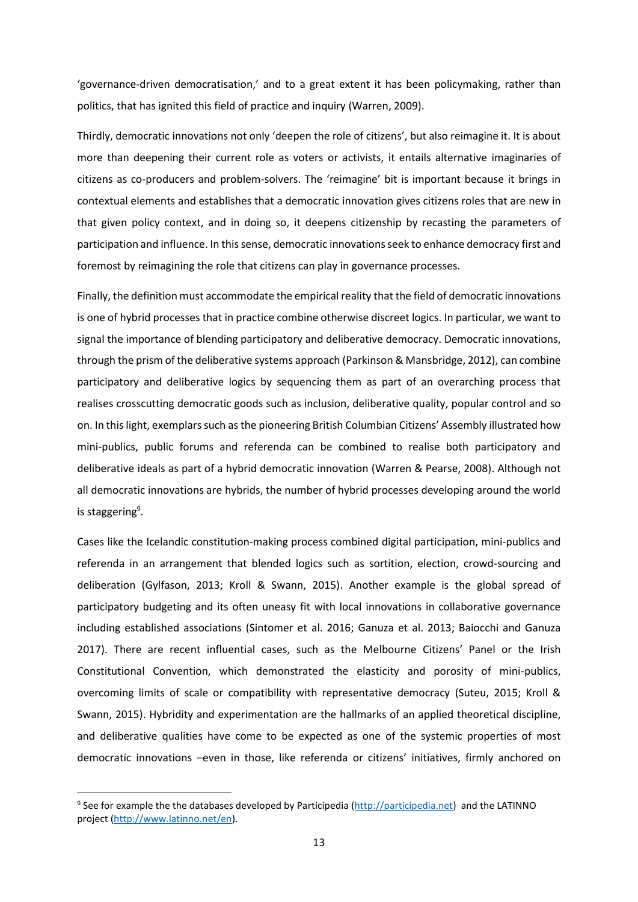'governance-driven democratisation,' and to a great extent it has been policymaking, rather than politics, that has ignited this field of practice and inquiry (Warren, 2009).

Thirdly, democratic innovations not only 'deepen the role of citizens', but also reimagine it. It is about more than deepening their current role as voters or activists, it entails alternative imaginaries of citizens as co-producers and problem-solvers. The 'reimagine' bit is important because it brings in contextual elements and establishes that a democratic innovation gives citizens roles that are new in that given policy context, and in doing so, it deepens citizenship by recasting the parameters of participation and influence. In this sense, democratic innovations seek to enhance democracy first and foremost by reimagining the role that citizens can play in governance processes.

Finally, the definition must accommodate the empirical reality that the field of democratic innovations is one of hybrid processes that in practice combine otherwise discreet logics. In particular, we want to signal the importance of blending participatory and deliberative democracy. Democratic innovations, through the prism of the deliberative systems approach (Parkinson & Mansbridge, 2012), can combine participatory and deliberative logics by sequencing them as part of an overarching process that realises crosscutting democratic goods such as inclusion, deliberative quality, popular control and so on. In this light, exemplars such as the pioneering British Columbian Citizens' Assembly illustrated how mini-publics, public forums and referenda can be combined to realise both participatory and deliberative ideals as part of a hybrid democratic innovation (Warren & Pearse, 2008). Although not all democratic innovations are hybrids, the number of hybrid processes developing around the world is staggering[9].

Cases like the Icelandic constitution-making process combined digital participation, mini-publics and referenda in an arrangement that blended logics such as sortition, election, crowd-sourcing and deliberation (Gylfason, 2013; Kroll & Swann, 2015). Another example is the global spread of participatory budgeting and its often uneasy fit with local innovations in collaborative governance including established associations (Sintomer et al. 2016; Ganuza et al. 2013; Baiocchi and Ganuza 2017). There are recent influential cases, such as the Melbourne Citizens' Panel or the Irish Constitutional Convention, which demonstrated the elasticity and porosity of mini-publics, overcoming limits of scale or compatibility with representative democracy (Suteu, 2015; Kroll & Swann, 2015). Hybridity and experimentation are the hallmarks of an applied theoretical discipline, and deliberative qualities have come to be expected as one of the systemic properties of most democratic innovations –even in those, like referenda or citizens' initiatives, firmly anchored on

[9] See for example the the databases developed by Participedia (http://participedia.net) and the LATINNO project (http://www.latinno.net/en).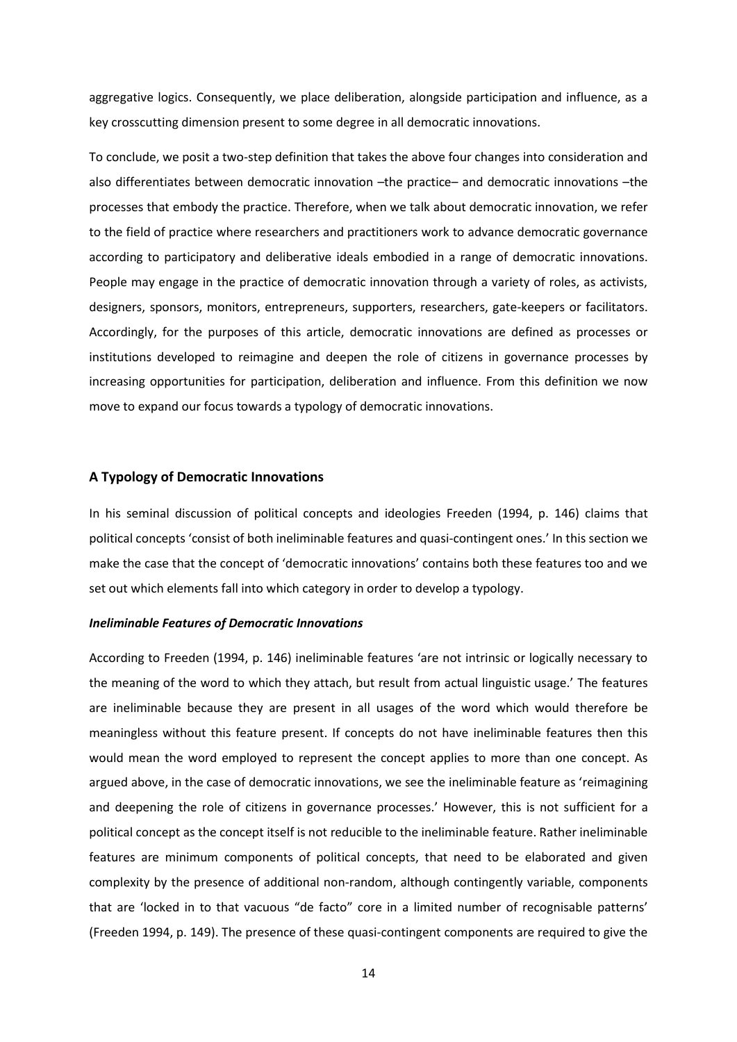aggregative logics. Consequently, we place deliberation, alongside participation and influence, as a key crosscutting dimension present to some degree in all democratic innovations.

To conclude, we posit a two-step definition that takes the above four changes into consideration and also differentiates between democratic innovation –the practice– and democratic innovations –the processes that embody the practice. Therefore, when we talk about democratic innovation, we refer to the field of practice where researchers and practitioners work to advance democratic governance according to participatory and deliberative ideals embodied in a range of democratic innovations. People may engage in the practice of democratic innovation through a variety of roles, as activists, designers, sponsors, monitors, entrepreneurs, supporters, researchers, gate-keepers or facilitators. Accordingly, for the purposes of this article, democratic innovations are defined as processes or institutions developed to reimagine and deepen the role of citizens in governance processes by increasing opportunities for participation, deliberation and influence. From this definition we now move to expand our focus towards a typology of democratic innovations.

## A Typology of Democratic Innovations

In his seminal discussion of political concepts and ideologies Freeden (1994, p. 146) claims that political concepts 'consist of both ineliminable features and quasi-contingent ones.' In this section we make the case that the concept of 'democratic innovations' contains both these features too and we set out which elements fall into which category in order to develop a typology.

### *Ineliminable Features of Democratic Innovations*

According to Freeden (1994, p. 146) ineliminable features 'are not intrinsic or logically necessary to the meaning of the word to which they attach, but result from actual linguistic usage.' The features are ineliminable because they are present in all usages of the word which would therefore be meaningless without this feature present. If concepts do not have ineliminable features then this would mean the word employed to represent the concept applies to more than one concept. As argued above, in the case of democratic innovations, we see the ineliminable feature as 'reimagining and deepening the role of citizens in governance processes.' However, this is not sufficient for a political concept as the concept itself is not reducible to the ineliminable feature. Rather ineliminable features are minimum components of political concepts, that need to be elaborated and given complexity by the presence of additional non-random, although contingently variable, components that are 'locked in to that vacuous "de facto" core in a limited number of recognisable patterns' (Freeden 1994, p. 149). The presence of these quasi-contingent components are required to give the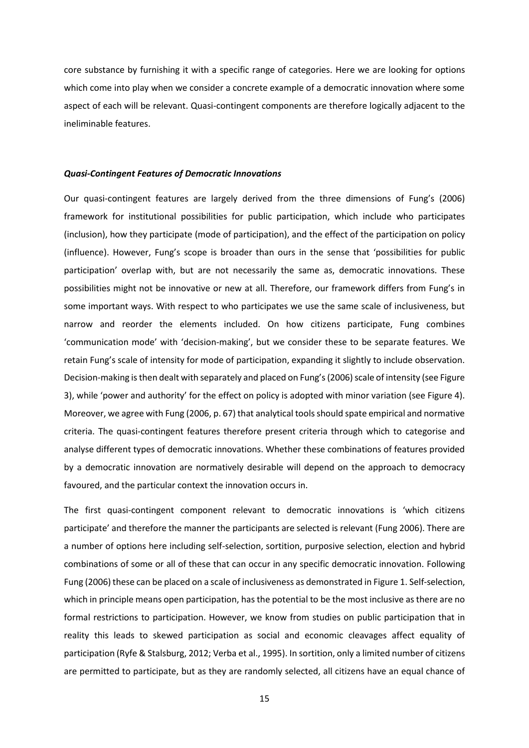core substance by furnishing it with a specific range of categories. Here we are looking for options which come into play when we consider a concrete example of a democratic innovation where some aspect of each will be relevant. Quasi-contingent components are therefore logically adjacent to the ineliminable features.

### ***Quasi-Contingent Features of Democratic Innovations***

Our quasi-contingent features are largely derived from the three dimensions of Fung's (2006) framework for institutional possibilities for public participation, which include who participates (inclusion), how they participate (mode of participation), and the effect of the participation on policy (influence). However, Fung's scope is broader than ours in the sense that 'possibilities for public participation' overlap with, but are not necessarily the same as, democratic innovations. These possibilities might not be innovative or new at all. Therefore, our framework differs from Fung's in some important ways. With respect to who participates we use the same scale of inclusiveness, but narrow and reorder the elements included. On how citizens participate, Fung combines 'communication mode' with 'decision-making', but we consider these to be separate features. We retain Fung's scale of intensity for mode of participation, expanding it slightly to include observation. Decision-making is then dealt with separately and placed on Fung's (2006) scale of intensity (see Figure 3), while 'power and authority' for the effect on policy is adopted with minor variation (see Figure 4). Moreover, we agree with Fung (2006, p. 67) that analytical tools should spate empirical and normative criteria. The quasi-contingent features therefore present criteria through which to categorise and analyse different types of democratic innovations. Whether these combinations of features provided by a democratic innovation are normatively desirable will depend on the approach to democracy favoured, and the particular context the innovation occurs in.

The first quasi-contingent component relevant to democratic innovations is 'which citizens participate' and therefore the manner the participants are selected is relevant (Fung 2006). There are a number of options here including self-selection, sortition, purposive selection, election and hybrid combinations of some or all of these that can occur in any specific democratic innovation. Following Fung (2006) these can be placed on a scale of inclusiveness as demonstrated in Figure 1. Self-selection, which in principle means open participation, has the potential to be the most inclusive as there are no formal restrictions to participation. However, we know from studies on public participation that in reality this leads to skewed participation as social and economic cleavages affect equality of participation (Ryfe & Stalsburg, 2012; Verba et al., 1995). In sortition, only a limited number of citizens are permitted to participate, but as they are randomly selected, all citizens have an equal chance of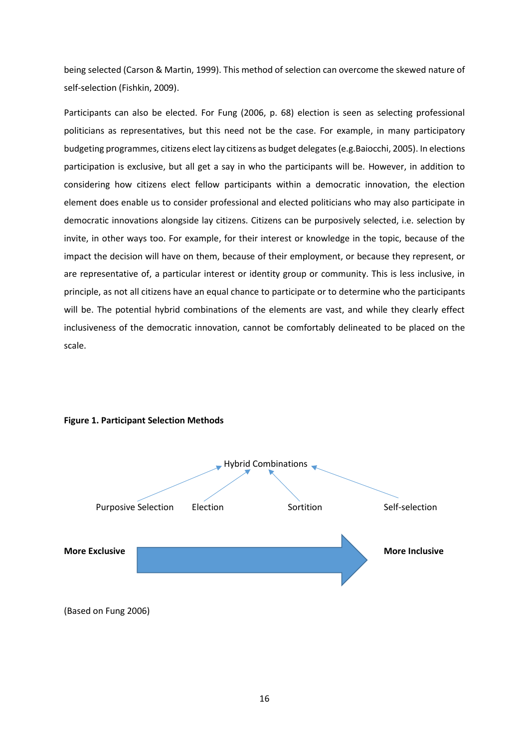being selected (Carson & Martin, 1999). This method of selection can overcome the skewed nature of self-selection (Fishkin, 2009).

Participants can also be elected. For Fung (2006, p. 68) election is seen as selecting professional politicians as representatives, but this need not be the case. For example, in many participatory budgeting programmes, citizens elect lay citizens as budget delegates (e.g.Baiocchi, 2005). In elections participation is exclusive, but all get a say in who the participants will be. However, in addition to considering how citizens elect fellow participants within a democratic innovation, the election element does enable us to consider professional and elected politicians who may also participate in democratic innovations alongside lay citizens. Citizens can be purposively selected, i.e. selection by invite, in other ways too. For example, for their interest or knowledge in the topic, because of the impact the decision will have on them, because of their employment, or because they represent, or are representative of, a particular interest or identity group or community. This is less inclusive, in principle, as not all citizens have an equal chance to participate or to determine who the participants will be. The potential hybrid combinations of the elements are vast, and while they clearly effect inclusiveness of the democratic innovation, cannot be comfortably delineated to be placed on the scale.

**Figure 1. Participant Selection Methods**

Hybrid Combinations

Purposive Selection    Election    Sortition    Self-selection

**More Exclusive** → **More Inclusive**

(Based on Fung 2006)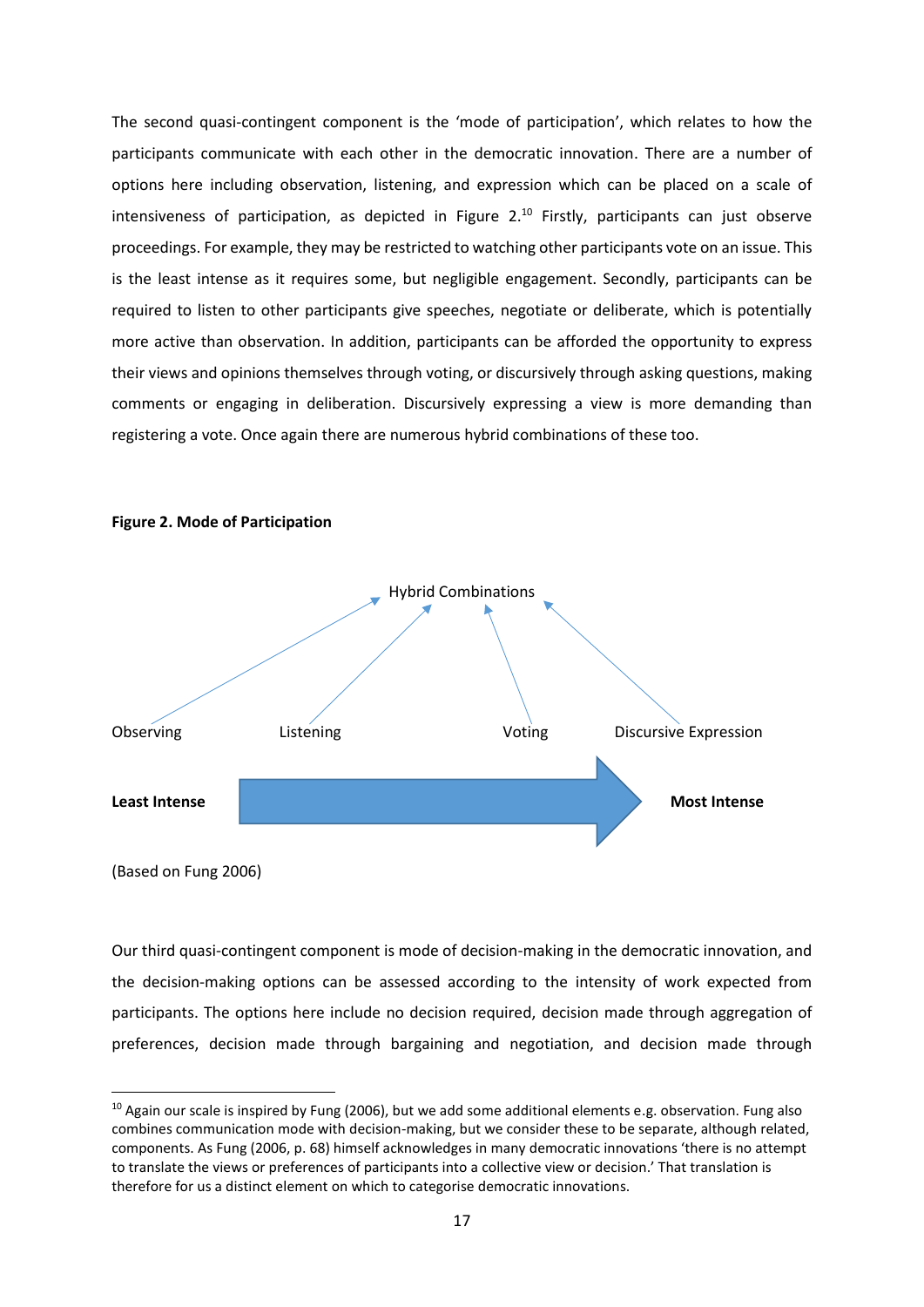The second quasi-contingent component is the 'mode of participation', which relates to how the participants communicate with each other in the democratic innovation. There are a number of options here including observation, listening, and expression which can be placed on a scale of intensiveness of participation, as depicted in Figure 2.[10] Firstly, participants can just observe proceedings. For example, they may be restricted to watching other participants vote on an issue. This is the least intense as it requires some, but negligible engagement. Secondly, participants can be required to listen to other participants give speeches, negotiate or deliberate, which is potentially more active than observation. In addition, participants can be afforded the opportunity to express their views and opinions themselves through voting, or discursively through asking questions, making comments or engaging in deliberation. Discursively expressing a view is more demanding than registering a vote. Once again there are numerous hybrid combinations of these too.

**Figure 2. Mode of Participation**

Hybrid Combinations

Observing — Listening — Voting — Discursive Expression

**Least Intense** → **Most Intense**

(Based on Fung 2006)

Our third quasi-contingent component is mode of decision-making in the democratic innovation, and the decision-making options can be assessed according to the intensity of work expected from participants. The options here include no decision required, decision made through aggregation of preferences, decision made through bargaining and negotiation, and decision made through

---

[10] Again our scale is inspired by Fung (2006), but we add some additional elements e.g. observation. Fung also combines communication mode with decision-making, but we consider these to be separate, although related, components. As Fung (2006, p. 68) himself acknowledges in many democratic innovations 'there is no attempt to translate the views or preferences of participants into a collective view or decision.' That translation is therefore for us a distinct element on which to categorise democratic innovations.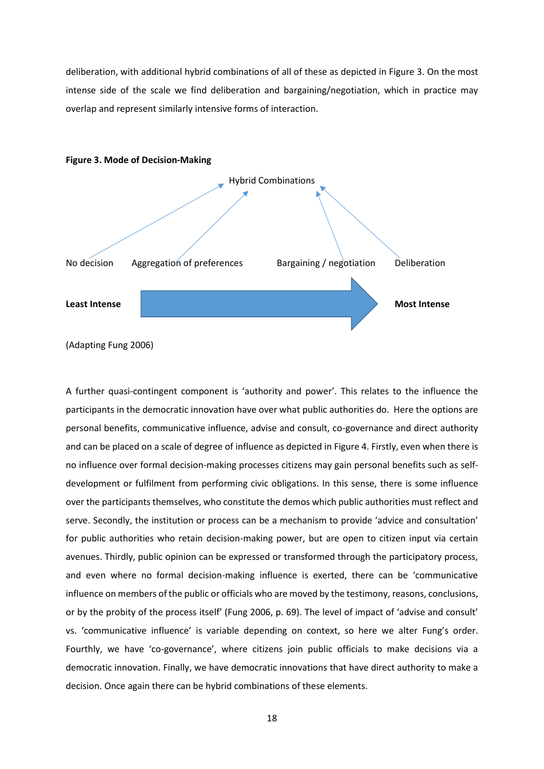deliberation, with additional hybrid combinations of all of these as depicted in Figure 3. On the most intense side of the scale we find deliberation and bargaining/negotiation, which in practice may overlap and represent similarly intensive forms of interaction.

**Figure 3. Mode of Decision-Making**

Hybrid Combinations

No decision    Aggregation of preferences    Bargaining / negotiation    Deliberation

**Least Intense** → **Most Intense**

(Adapting Fung 2006)

A further quasi-contingent component is 'authority and power'. This relates to the influence the participants in the democratic innovation have over what public authorities do. Here the options are personal benefits, communicative influence, advise and consult, co-governance and direct authority and can be placed on a scale of degree of influence as depicted in Figure 4. Firstly, even when there is no influence over formal decision-making processes citizens may gain personal benefits such as self-development or fulfilment from performing civic obligations. In this sense, there is some influence over the participants themselves, who constitute the demos which public authorities must reflect and serve. Secondly, the institution or process can be a mechanism to provide 'advice and consultation' for public authorities who retain decision-making power, but are open to citizen input via certain avenues. Thirdly, public opinion can be expressed or transformed through the participatory process, and even where no formal decision-making influence is exerted, there can be 'communicative influence on members of the public or officials who are moved by the testimony, reasons, conclusions, or by the probity of the process itself' (Fung 2006, p. 69). The level of impact of 'advise and consult' vs. 'communicative influence' is variable depending on context, so here we alter Fung's order. Fourthly, we have 'co-governance', where citizens join public officials to make decisions via a democratic innovation. Finally, we have democratic innovations that have direct authority to make a decision. Once again there can be hybrid combinations of these elements.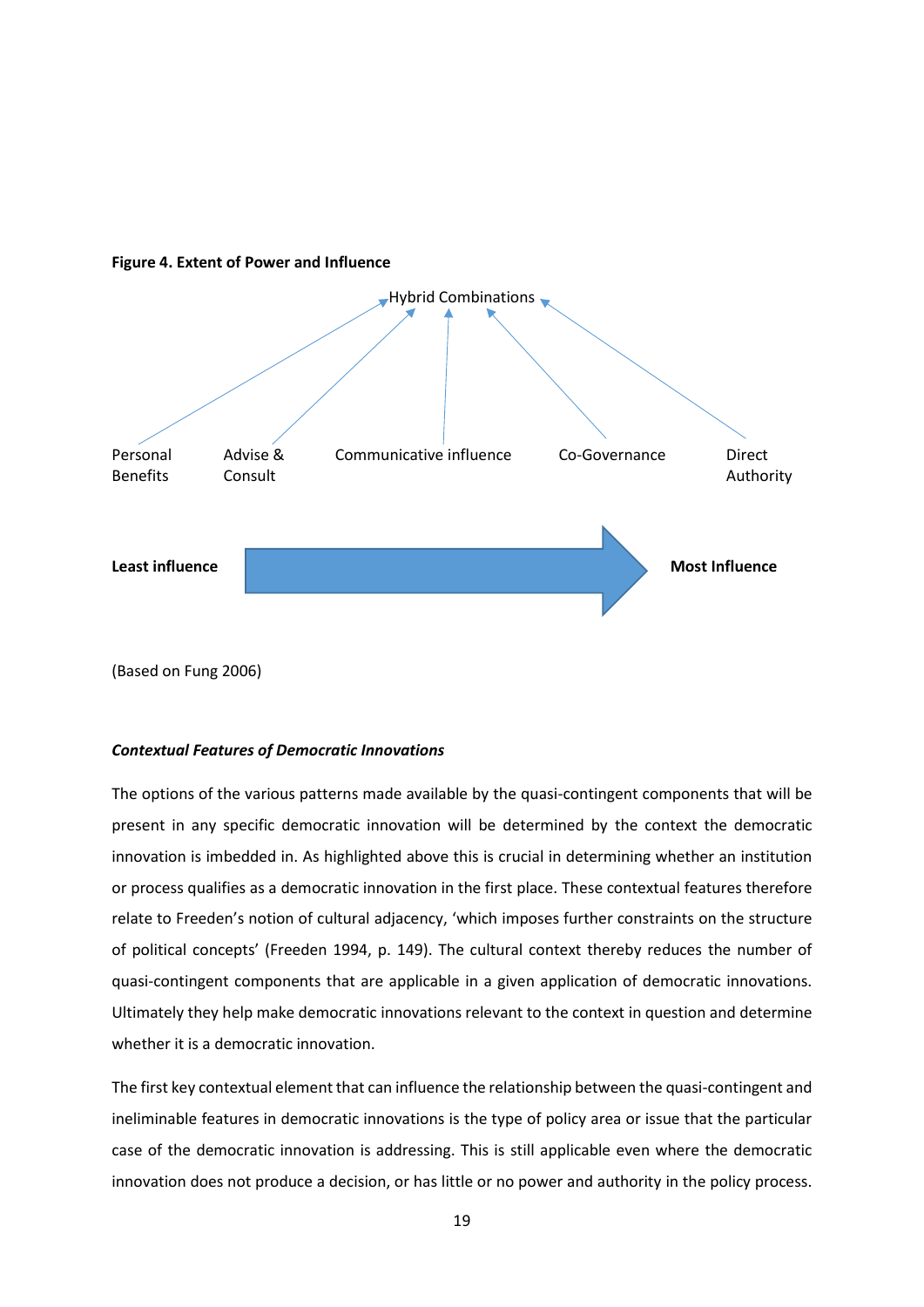**Figure 4. Extent of Power and Influence**

Hybrid Combinations

Personal Benefits | Advise & Consult | Communicative influence | Co-Governance | Direct Authority

**Least influence** → **Most Influence**

(Based on Fung 2006)

***Contextual Features of Democratic Innovations***

The options of the various patterns made available by the quasi-contingent components that will be present in any specific democratic innovation will be determined by the context the democratic innovation is imbedded in. As highlighted above this is crucial in determining whether an institution or process qualifies as a democratic innovation in the first place. These contextual features therefore relate to Freeden's notion of cultural adjacency, 'which imposes further constraints on the structure of political concepts' (Freeden 1994, p. 149). The cultural context thereby reduces the number of quasi-contingent components that are applicable in a given application of democratic innovations. Ultimately they help make democratic innovations relevant to the context in question and determine whether it is a democratic innovation.

The first key contextual element that can influence the relationship between the quasi-contingent and ineliminable features in democratic innovations is the type of policy area or issue that the particular case of the democratic innovation is addressing. This is still applicable even where the democratic innovation does not produce a decision, or has little or no power and authority in the policy process.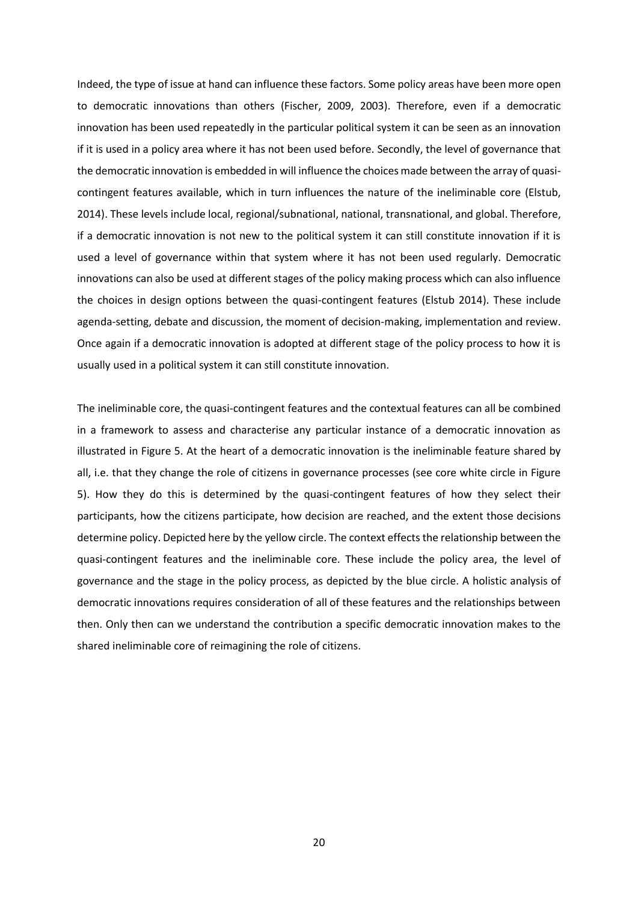Indeed, the type of issue at hand can influence these factors. Some policy areas have been more open to democratic innovations than others (Fischer, 2009, 2003). Therefore, even if a democratic innovation has been used repeatedly in the particular political system it can be seen as an innovation if it is used in a policy area where it has not been used before. Secondly, the level of governance that the democratic innovation is embedded in will influence the choices made between the array of quasi-contingent features available, which in turn influences the nature of the ineliminable core (Elstub, 2014). These levels include local, regional/subnational, national, transnational, and global. Therefore, if a democratic innovation is not new to the political system it can still constitute innovation if it is used a level of governance within that system where it has not been used regularly. Democratic innovations can also be used at different stages of the policy making process which can also influence the choices in design options between the quasi-contingent features (Elstub 2014). These include agenda-setting, debate and discussion, the moment of decision-making, implementation and review. Once again if a democratic innovation is adopted at different stage of the policy process to how it is usually used in a political system it can still constitute innovation.

The ineliminable core, the quasi-contingent features and the contextual features can all be combined in a framework to assess and characterise any particular instance of a democratic innovation as illustrated in Figure 5. At the heart of a democratic innovation is the ineliminable feature shared by all, i.e. that they change the role of citizens in governance processes (see core white circle in Figure 5). How they do this is determined by the quasi-contingent features of how they select their participants, how the citizens participate, how decision are reached, and the extent those decisions determine policy. Depicted here by the yellow circle. The context effects the relationship between the quasi-contingent features and the ineliminable core. These include the policy area, the level of governance and the stage in the policy process, as depicted by the blue circle. A holistic analysis of democratic innovations requires consideration of all of these features and the relationships between then. Only then can we understand the contribution a specific democratic innovation makes to the shared ineliminable core of reimagining the role of citizens.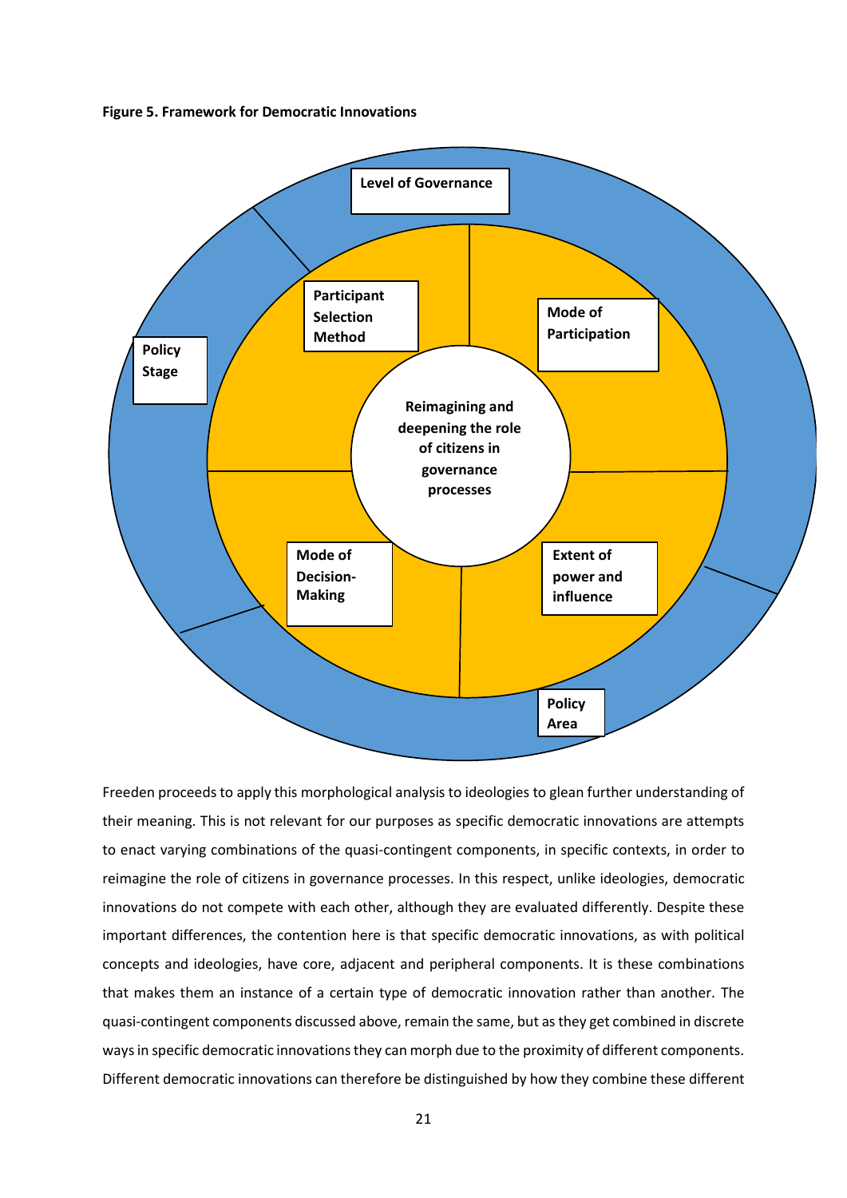**Figure 5. Framework for Democratic Innovations**

Freeden proceeds to apply this morphological analysis to ideologies to glean further understanding of their meaning. This is not relevant for our purposes as specific democratic innovations are attempts to enact varying combinations of the quasi-contingent components, in specific contexts, in order to reimagine the role of citizens in governance processes. In this respect, unlike ideologies, democratic innovations do not compete with each other, although they are evaluated differently. Despite these important differences, the contention here is that specific democratic innovations, as with political concepts and ideologies, have core, adjacent and peripheral components. It is these combinations that makes them an instance of a certain type of democratic innovation rather than another. The quasi-contingent components discussed above, remain the same, but as they get combined in discrete ways in specific democratic innovations they can morph due to the proximity of different components. Different democratic innovations can therefore be distinguished by how they combine these different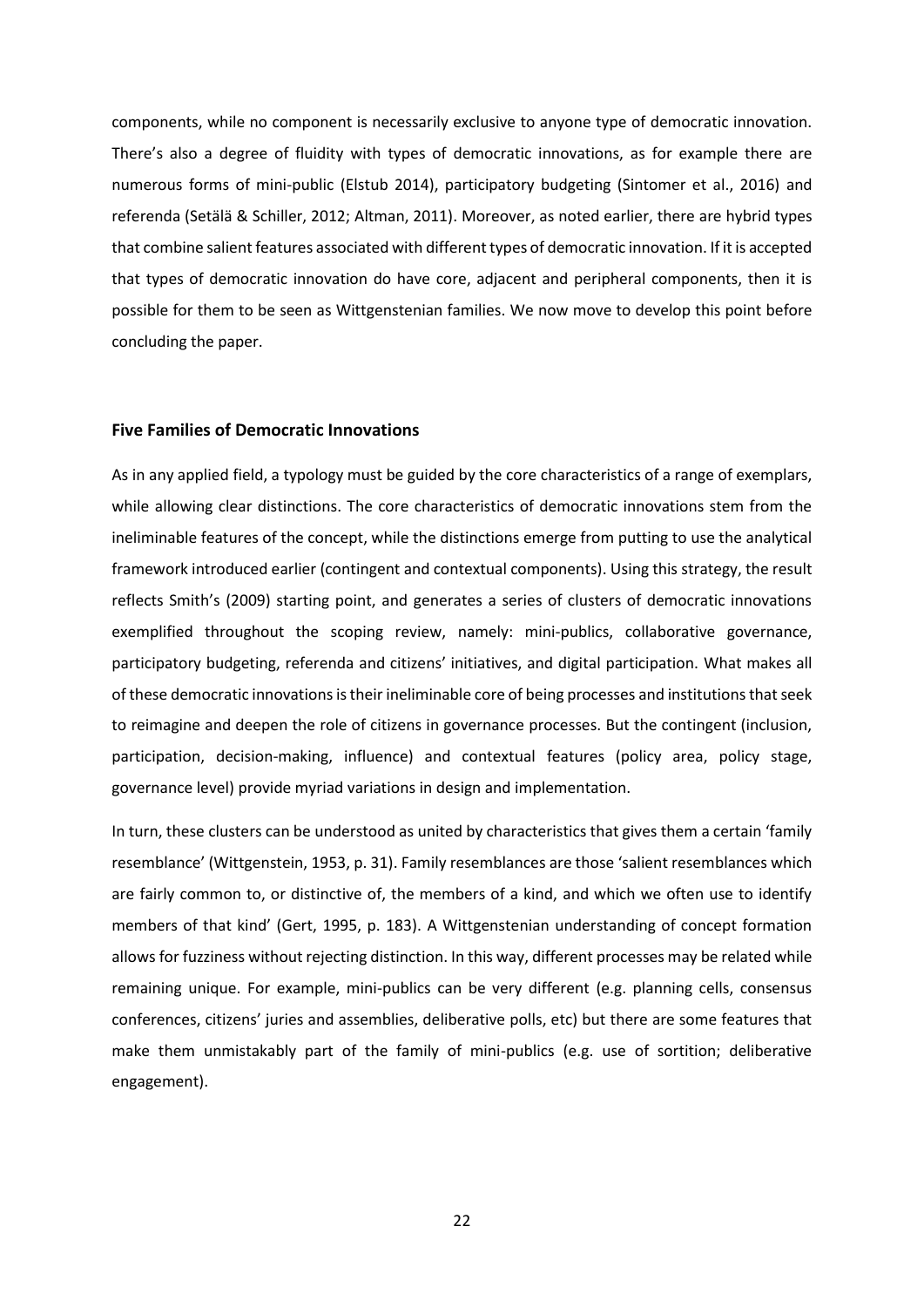components, while no component is necessarily exclusive to anyone type of democratic innovation. There's also a degree of fluidity with types of democratic innovations, as for example there are numerous forms of mini-public (Elstub 2014), participatory budgeting (Sintomer et al., 2016) and referenda (Setälä & Schiller, 2012; Altman, 2011). Moreover, as noted earlier, there are hybrid types that combine salient features associated with different types of democratic innovation. If it is accepted that types of democratic innovation do have core, adjacent and peripheral components, then it is possible for them to be seen as Wittgenstenian families. We now move to develop this point before concluding the paper.

## Five Families of Democratic Innovations

As in any applied field, a typology must be guided by the core characteristics of a range of exemplars, while allowing clear distinctions. The core characteristics of democratic innovations stem from the ineliminable features of the concept, while the distinctions emerge from putting to use the analytical framework introduced earlier (contingent and contextual components). Using this strategy, the result reflects Smith's (2009) starting point, and generates a series of clusters of democratic innovations exemplified throughout the scoping review, namely: mini-publics, collaborative governance, participatory budgeting, referenda and citizens' initiatives, and digital participation. What makes all of these democratic innovations is their ineliminable core of being processes and institutions that seek to reimagine and deepen the role of citizens in governance processes. But the contingent (inclusion, participation, decision-making, influence) and contextual features (policy area, policy stage, governance level) provide myriad variations in design and implementation.

In turn, these clusters can be understood as united by characteristics that gives them a certain 'family resemblance' (Wittgenstein, 1953, p. 31). Family resemblances are those 'salient resemblances which are fairly common to, or distinctive of, the members of a kind, and which we often use to identify members of that kind' (Gert, 1995, p. 183). A Wittgenstenian understanding of concept formation allows for fuzziness without rejecting distinction. In this way, different processes may be related while remaining unique. For example, mini-publics can be very different (e.g. planning cells, consensus conferences, citizens' juries and assemblies, deliberative polls, etc) but there are some features that make them unmistakably part of the family of mini-publics (e.g. use of sortition; deliberative engagement).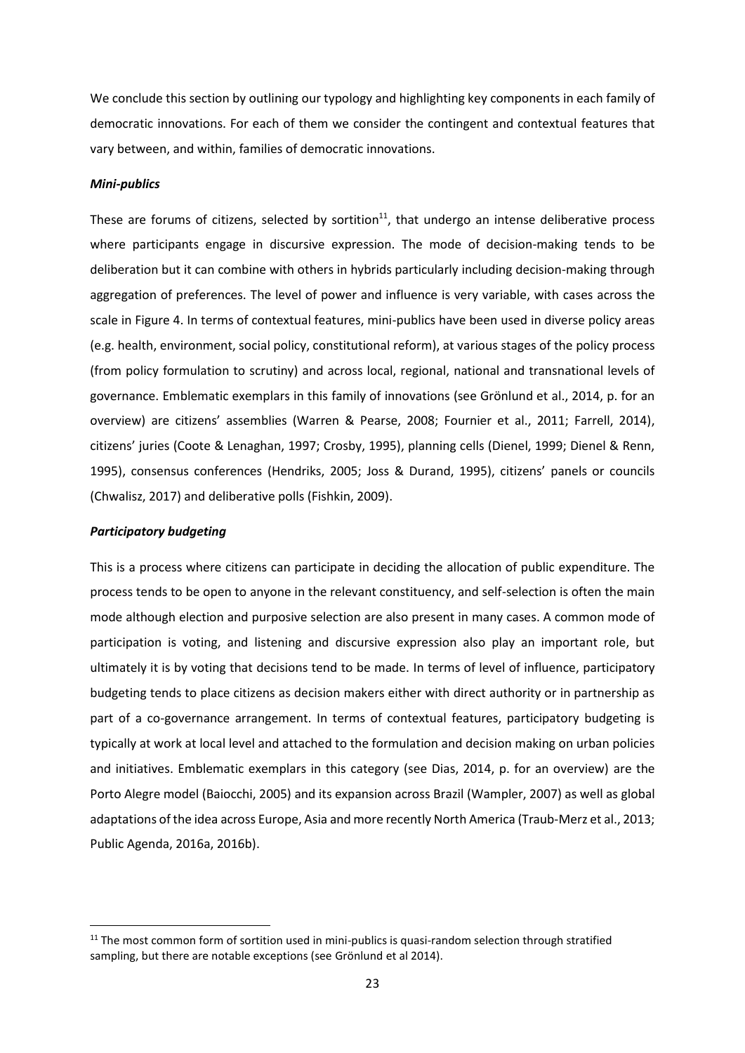We conclude this section by outlining our typology and highlighting key components in each family of democratic innovations. For each of them we consider the contingent and contextual features that vary between, and within, families of democratic innovations.

***Mini-publics***

These are forums of citizens, selected by sortition[11], that undergo an intense deliberative process where participants engage in discursive expression. The mode of decision-making tends to be deliberation but it can combine with others in hybrids particularly including decision-making through aggregation of preferences. The level of power and influence is very variable, with cases across the scale in Figure 4. In terms of contextual features, mini-publics have been used in diverse policy areas (e.g. health, environment, social policy, constitutional reform), at various stages of the policy process (from policy formulation to scrutiny) and across local, regional, national and transnational levels of governance. Emblematic exemplars in this family of innovations (see Grönlund et al., 2014, p. for an overview) are citizens' assemblies (Warren & Pearse, 2008; Fournier et al., 2011; Farrell, 2014), citizens' juries (Coote & Lenaghan, 1997; Crosby, 1995), planning cells (Dienel, 1999; Dienel & Renn, 1995), consensus conferences (Hendriks, 2005; Joss & Durand, 1995), citizens' panels or councils (Chwalisz, 2017) and deliberative polls (Fishkin, 2009).

***Participatory budgeting***

This is a process where citizens can participate in deciding the allocation of public expenditure. The process tends to be open to anyone in the relevant constituency, and self-selection is often the main mode although election and purposive selection are also present in many cases. A common mode of participation is voting, and listening and discursive expression also play an important role, but ultimately it is by voting that decisions tend to be made. In terms of level of influence, participatory budgeting tends to place citizens as decision makers either with direct authority or in partnership as part of a co-governance arrangement. In terms of contextual features, participatory budgeting is typically at work at local level and attached to the formulation and decision making on urban policies and initiatives. Emblematic exemplars in this category (see Dias, 2014, p. for an overview) are the Porto Alegre model (Baiocchi, 2005) and its expansion across Brazil (Wampler, 2007) as well as global adaptations of the idea across Europe, Asia and more recently North America (Traub-Merz et al., 2013; Public Agenda, 2016a, 2016b).

[11] The most common form of sortition used in mini-publics is quasi-random selection through stratified sampling, but there are notable exceptions (see Grönlund et al 2014).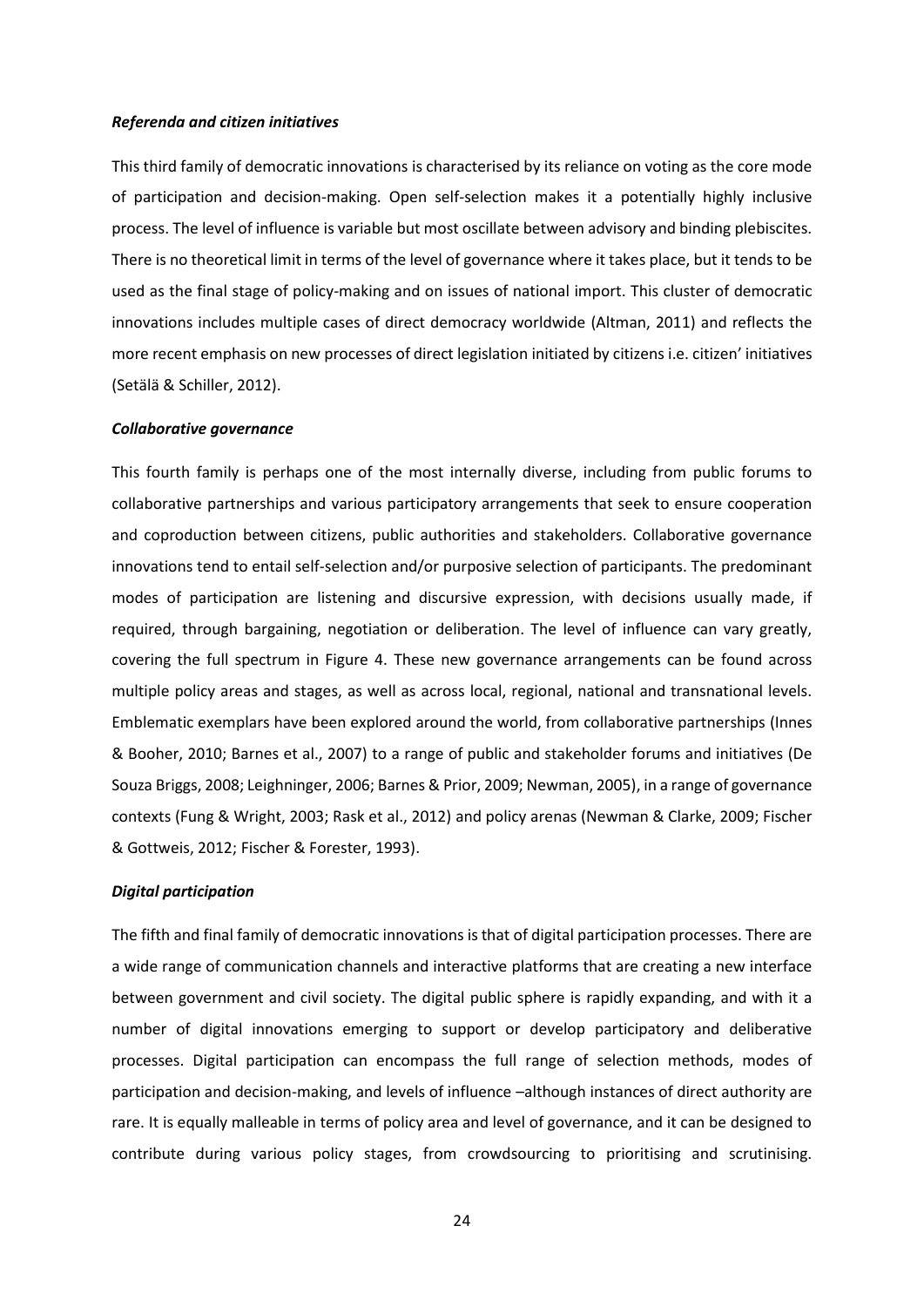***Referenda and citizen initiatives***

This third family of democratic innovations is characterised by its reliance on voting as the core mode of participation and decision-making. Open self-selection makes it a potentially highly inclusive process. The level of influence is variable but most oscillate between advisory and binding plebiscites. There is no theoretical limit in terms of the level of governance where it takes place, but it tends to be used as the final stage of policy-making and on issues of national import. This cluster of democratic innovations includes multiple cases of direct democracy worldwide (Altman, 2011) and reflects the more recent emphasis on new processes of direct legislation initiated by citizens i.e. citizen' initiatives (Setälä & Schiller, 2012).

***Collaborative governance***

This fourth family is perhaps one of the most internally diverse, including from public forums to collaborative partnerships and various participatory arrangements that seek to ensure cooperation and coproduction between citizens, public authorities and stakeholders. Collaborative governance innovations tend to entail self-selection and/or purposive selection of participants. The predominant modes of participation are listening and discursive expression, with decisions usually made, if required, through bargaining, negotiation or deliberation. The level of influence can vary greatly, covering the full spectrum in Figure 4. These new governance arrangements can be found across multiple policy areas and stages, as well as across local, regional, national and transnational levels. Emblematic exemplars have been explored around the world, from collaborative partnerships (Innes & Booher, 2010; Barnes et al., 2007) to a range of public and stakeholder forums and initiatives (De Souza Briggs, 2008; Leighninger, 2006; Barnes & Prior, 2009; Newman, 2005), in a range of governance contexts (Fung & Wright, 2003; Rask et al., 2012) and policy arenas (Newman & Clarke, 2009; Fischer & Gottweis, 2012; Fischer & Forester, 1993).

***Digital participation***

The fifth and final family of democratic innovations is that of digital participation processes. There are a wide range of communication channels and interactive platforms that are creating a new interface between government and civil society. The digital public sphere is rapidly expanding, and with it a number of digital innovations emerging to support or develop participatory and deliberative processes. Digital participation can encompass the full range of selection methods, modes of participation and decision-making, and levels of influence –although instances of direct authority are rare. It is equally malleable in terms of policy area and level of governance, and it can be designed to contribute during various policy stages, from crowdsourcing to prioritising and scrutinising.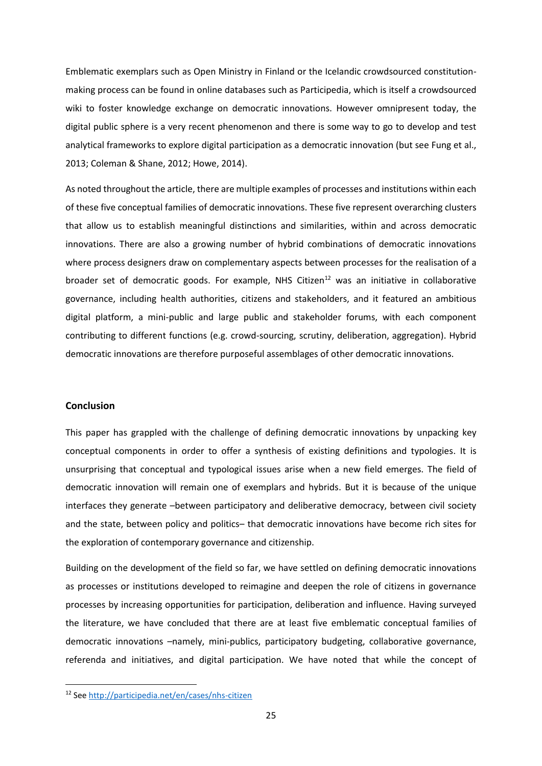Emblematic exemplars such as Open Ministry in Finland or the Icelandic crowdsourced constitution-making process can be found in online databases such as Participedia, which is itself a crowdsourced wiki to foster knowledge exchange on democratic innovations. However omnipresent today, the digital public sphere is a very recent phenomenon and there is some way to go to develop and test analytical frameworks to explore digital participation as a democratic innovation (but see Fung et al., 2013; Coleman & Shane, 2012; Howe, 2014).

As noted throughout the article, there are multiple examples of processes and institutions within each of these five conceptual families of democratic innovations. These five represent overarching clusters that allow us to establish meaningful distinctions and similarities, within and across democratic innovations. There are also a growing number of hybrid combinations of democratic innovations where process designers draw on complementary aspects between processes for the realisation of a broader set of democratic goods. For example, NHS Citizen[12] was an initiative in collaborative governance, including health authorities, citizens and stakeholders, and it featured an ambitious digital platform, a mini-public and large public and stakeholder forums, with each component contributing to different functions (e.g. crowd-sourcing, scrutiny, deliberation, aggregation). Hybrid democratic innovations are therefore purposeful assemblages of other democratic innovations.

## Conclusion

This paper has grappled with the challenge of defining democratic innovations by unpacking key conceptual components in order to offer a synthesis of existing definitions and typologies. It is unsurprising that conceptual and typological issues arise when a new field emerges. The field of democratic innovation will remain one of exemplars and hybrids. But it is because of the unique interfaces they generate –between participatory and deliberative democracy, between civil society and the state, between policy and politics– that democratic innovations have become rich sites for the exploration of contemporary governance and citizenship.

Building on the development of the field so far, we have settled on defining democratic innovations as processes or institutions developed to reimagine and deepen the role of citizens in governance processes by increasing opportunities for participation, deliberation and influence. Having surveyed the literature, we have concluded that there are at least five emblematic conceptual families of democratic innovations –namely, mini-publics, participatory budgeting, collaborative governance, referenda and initiatives, and digital participation. We have noted that while the concept of

[12] See http://participedia.net/en/cases/nhs-citizen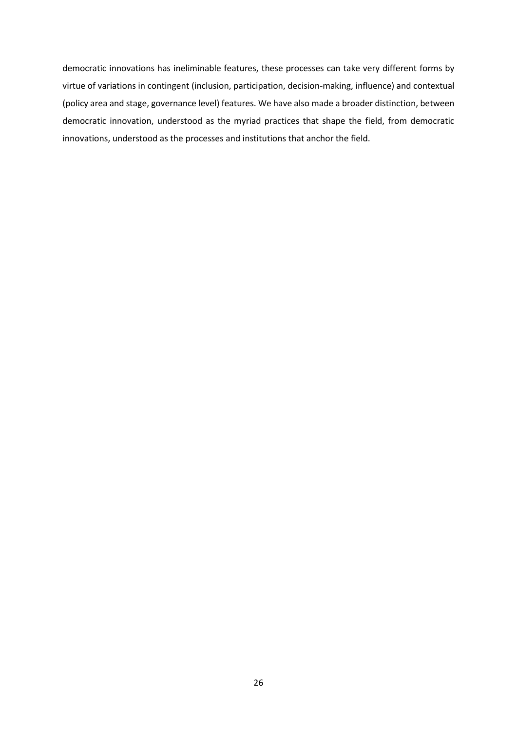democratic innovations has ineliminable features, these processes can take very different forms by virtue of variations in contingent (inclusion, participation, decision-making, influence) and contextual (policy area and stage, governance level) features. We have also made a broader distinction, between democratic innovation, understood as the myriad practices that shape the field, from democratic innovations, understood as the processes and institutions that anchor the field.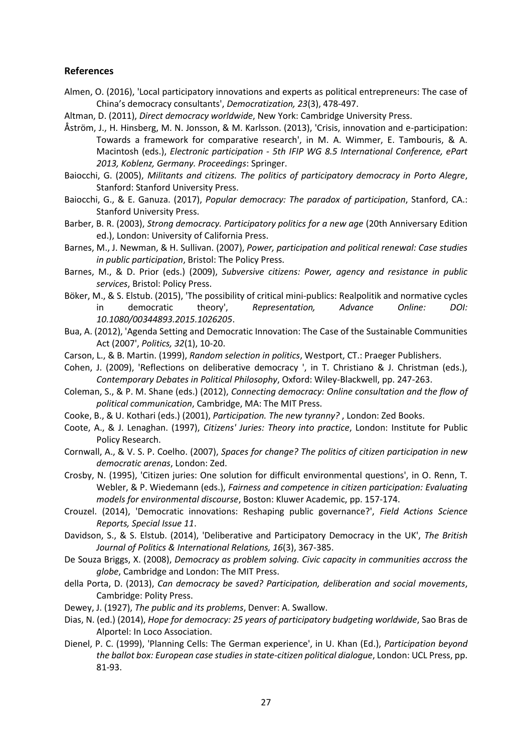## References

Almen, O. (2016), 'Local participatory innovations and experts as political entrepreneurs: The case of China's democracy consultants', *Democratization, 23*(3), 478-497.

Altman, D. (2011), *Direct democracy worldwide*, New York: Cambridge University Press.

Åström, J., H. Hinsberg, M. N. Jonsson, & M. Karlsson. (2013), 'Crisis, innovation and e-participation: Towards a framework for comparative research', in M. A. Wimmer, E. Tambouris, & A. Macintosh (eds.), *Electronic participation - 5th IFIP WG 8.5 International Conference, ePart 2013, Koblenz, Germany. Proceedings*: Springer.

Baiocchi, G. (2005), *Militants and citizens. The politics of participatory democracy in Porto Alegre*, Stanford: Stanford University Press.

Baiocchi, G., & E. Ganuza. (2017), *Popular democracy: The paradox of participation*, Stanford, CA.: Stanford University Press.

Barber, B. R. (2003), *Strong democracy. Participatory politics for a new age* (20th Anniversary Edition ed.), London: University of California Press.

Barnes, M., J. Newman, & H. Sullivan. (2007), *Power, participation and political renewal: Case studies in public participation*, Bristol: The Policy Press.

Barnes, M., & D. Prior (eds.) (2009), *Subversive citizens: Power, agency and resistance in public services*, Bristol: Policy Press.

Böker, M., & S. Elstub. (2015), 'The possibility of critical mini-publics: Realpolitik and normative cycles in democratic theory', *Representation, Advance Online: DOI: 10.1080/00344893.2015.1026205*.

Bua, A. (2012), 'Agenda Setting and Democratic Innovation: The Case of the Sustainable Communities Act (2007', *Politics, 32*(1), 10-20.

Carson, L., & B. Martin. (1999), *Random selection in politics*, Westport, CT.: Praeger Publishers.

Cohen, J. (2009), 'Reflections on deliberative democracy ', in T. Christiano & J. Christman (eds.), *Contemporary Debates in Political Philosophy*, Oxford: Wiley-Blackwell, pp. 247-263.

Coleman, S., & P. M. Shane (eds.) (2012), *Connecting democracy: Online consultation and the flow of political communication*, Cambridge, MA: The MIT Press.

Cooke, B., & U. Kothari (eds.) (2001), *Participation. The new tyranny?* , London: Zed Books.

Coote, A., & J. Lenaghan. (1997), *Citizens' Juries: Theory into practice*, London: Institute for Public Policy Research.

Cornwall, A., & V. S. P. Coelho. (2007), *Spaces for change? The politics of citizen participation in new democratic arenas*, London: Zed.

Crosby, N. (1995), 'Citizen juries: One solution for difficult environmental questions', in O. Renn, T. Webler, & P. Wiedemann (eds.), *Fairness and competence in citizen participation: Evaluating models for environmental discourse*, Boston: Kluwer Academic, pp. 157-174.

Crouzel. (2014), 'Democratic innovations: Reshaping public governance?', *Field Actions Science Reports, Special Issue 11*.

Davidson, S., & S. Elstub. (2014), 'Deliberative and Participatory Democracy in the UK', *The British Journal of Politics & International Relations, 16*(3), 367-385.

De Souza Briggs, X. (2008), *Democracy as problem solving. Civic capacity in communities accross the globe*, Cambridge and London: The MIT Press.

della Porta, D. (2013), *Can democracy be saved? Participation, deliberation and social movements*, Cambridge: Polity Press.

Dewey, J. (1927), *The public and its problems*, Denver: A. Swallow.

Dias, N. (ed.) (2014), *Hope for democracy: 25 years of participatory budgeting worldwide*, Sao Bras de Alportel: In Loco Association.

Dienel, P. C. (1999), 'Planning Cells: The German experience', in U. Khan (Ed.), *Participation beyond the ballot box: European case studies in state-citizen political dialogue*, London: UCL Press, pp. 81-93.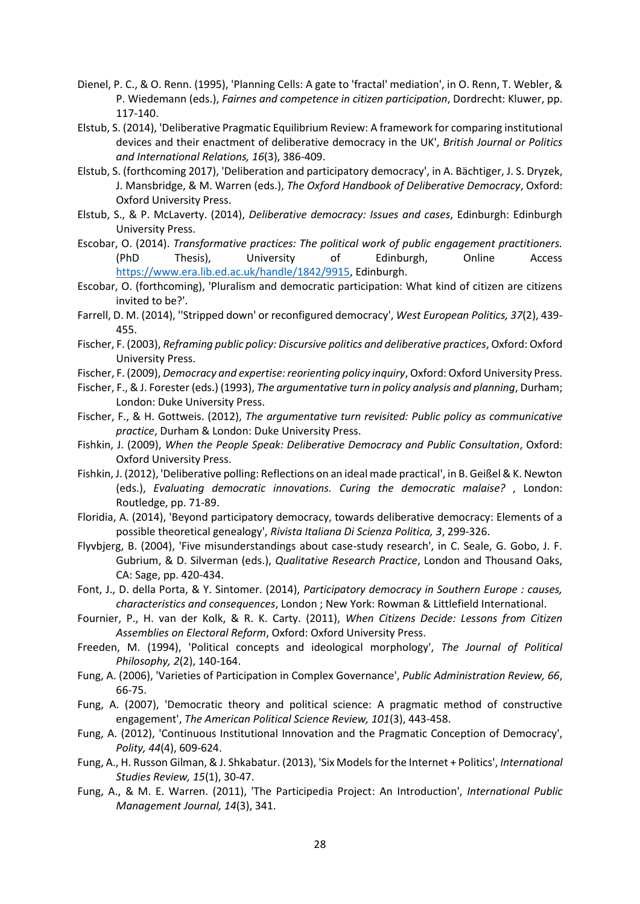Dienel, P. C., & O. Renn. (1995), 'Planning Cells: A gate to 'fractal' mediation', in O. Renn, T. Webler, & P. Wiedemann (eds.), *Fairnes and competence in citizen participation*, Dordrecht: Kluwer, pp. 117-140.

Elstub, S. (2014), 'Deliberative Pragmatic Equilibrium Review: A framework for comparing institutional devices and their enactment of deliberative democracy in the UK', *British Journal or Politics and International Relations, 16*(3), 386-409.

Elstub, S. (forthcoming 2017), 'Deliberation and participatory democracy', in A. Bächtiger, J. S. Dryzek, J. Mansbridge, & M. Warren (eds.), *The Oxford Handbook of Deliberative Democracy*, Oxford: Oxford University Press.

Elstub, S., & P. McLaverty. (2014), *Deliberative democracy: Issues and cases*, Edinburgh: Edinburgh University Press.

Escobar, O. (2014). *Transformative practices: The political work of public engagement practitioners.* (PhD Thesis), University of Edinburgh, Online Access https://www.era.lib.ed.ac.uk/handle/1842/9915, Edinburgh.

Escobar, O. (forthcoming), 'Pluralism and democratic participation: What kind of citizen are citizens invited to be?'.

Farrell, D. M. (2014), ''Stripped down' or reconfigured democracy', *West European Politics, 37*(2), 439-455.

Fischer, F. (2003), *Reframing public policy: Discursive politics and deliberative practices*, Oxford: Oxford University Press.

Fischer, F. (2009), *Democracy and expertise: reorienting policy inquiry*, Oxford: Oxford University Press.

Fischer, F., & J. Forester (eds.) (1993), *The argumentative turn in policy analysis and planning*, Durham; London: Duke University Press.

Fischer, F., & H. Gottweis. (2012), *The argumentative turn revisited: Public policy as communicative practice*, Durham & London: Duke University Press.

Fishkin, J. (2009), *When the People Speak: Deliberative Democracy and Public Consultation*, Oxford: Oxford University Press.

Fishkin, J. (2012), 'Deliberative polling: Reflections on an ideal made practical', in B. Geißel & K. Newton (eds.), *Evaluating democratic innovations. Curing the democratic malaise?* , London: Routledge, pp. 71-89.

Floridia, A. (2014), 'Beyond participatory democracy, towards deliberative democracy: Elements of a possible theoretical genealogy', *Rivista Italiana Di Scienza Politica, 3*, 299-326.

Flyvbjerg, B. (2004), 'Five misunderstandings about case-study research', in C. Seale, G. Gobo, J. F. Gubrium, & D. Silverman (eds.), *Qualitative Research Practice*, London and Thousand Oaks, CA: Sage, pp. 420-434.

Font, J., D. della Porta, & Y. Sintomer. (2014), *Participatory democracy in Southern Europe : causes, characteristics and consequences*, London ; New York: Rowman & Littlefield International.

Fournier, P., H. van der Kolk, & R. K. Carty. (2011), *When Citizens Decide: Lessons from Citizen Assemblies on Electoral Reform*, Oxford: Oxford University Press.

Freeden, M. (1994), 'Political concepts and ideological morphology', *The Journal of Political Philosophy, 2*(2), 140-164.

Fung, A. (2006), 'Varieties of Participation in Complex Governance', *Public Administration Review, 66*, 66-75.

Fung, A. (2007), 'Democratic theory and political science: A pragmatic method of constructive engagement', *The American Political Science Review, 101*(3), 443-458.

Fung, A. (2012), 'Continuous Institutional Innovation and the Pragmatic Conception of Democracy', *Polity, 44*(4), 609-624.

Fung, A., H. Russon Gilman, & J. Shkabatur. (2013), 'Six Models for the Internet + Politics', *International Studies Review, 15*(1), 30-47.

Fung, A., & M. E. Warren. (2011), 'The Participedia Project: An Introduction', *International Public Management Journal, 14*(3), 341.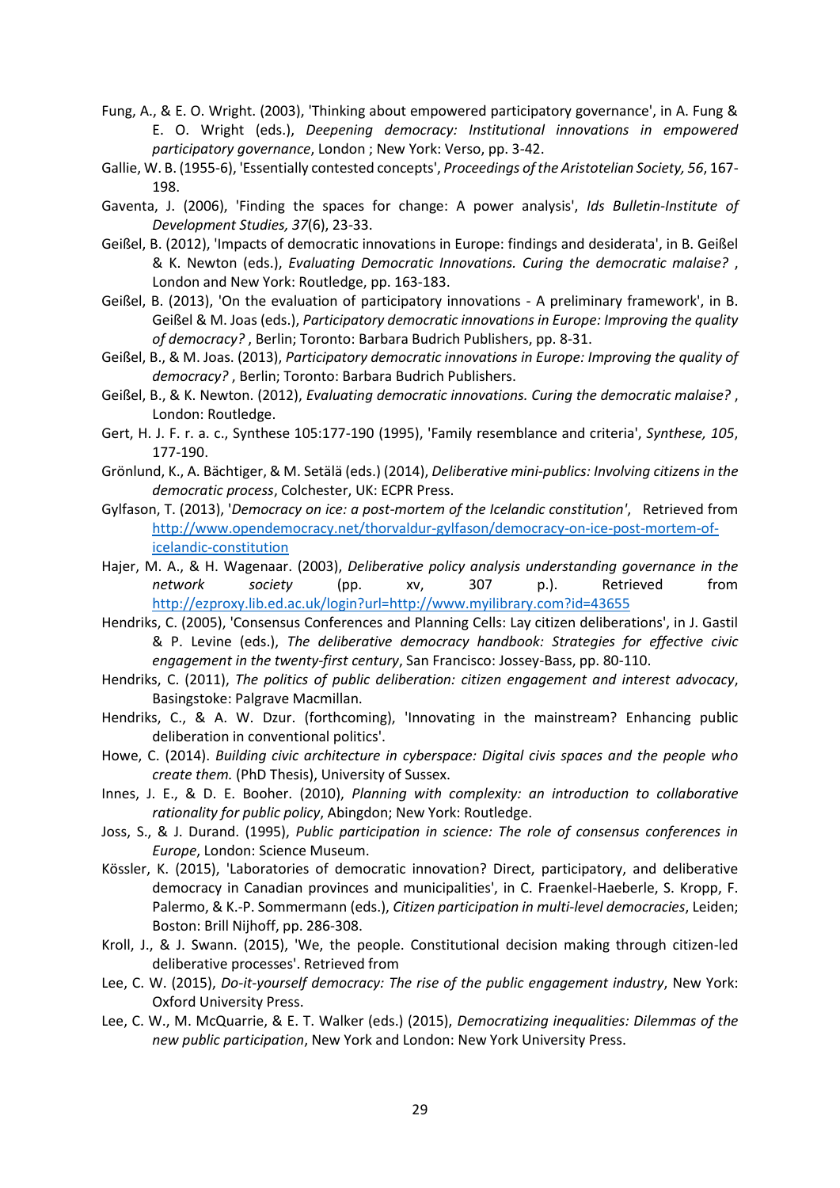Fung, A., & E. O. Wright. (2003), 'Thinking about empowered participatory governance', in A. Fung & E. O. Wright (eds.), *Deepening democracy: Institutional innovations in empowered participatory governance*, London ; New York: Verso, pp. 3-42.

Gallie, W. B. (1955-6), 'Essentially contested concepts', *Proceedings of the Aristotelian Society, 56*, 167-198.

Gaventa, J. (2006), 'Finding the spaces for change: A power analysis', *Ids Bulletin-Institute of Development Studies, 37*(6), 23-33.

Geißel, B. (2012), 'Impacts of democratic innovations in Europe: findings and desiderata', in B. Geißel & K. Newton (eds.), *Evaluating Democratic Innovations. Curing the democratic malaise?* , London and New York: Routledge, pp. 163-183.

Geißel, B. (2013), 'On the evaluation of participatory innovations - A preliminary framework', in B. Geißel & M. Joas (eds.), *Participatory democratic innovations in Europe: Improving the quality of democracy?* , Berlin; Toronto: Barbara Budrich Publishers, pp. 8-31.

Geißel, B., & M. Joas. (2013), *Participatory democratic innovations in Europe: Improving the quality of democracy?* , Berlin; Toronto: Barbara Budrich Publishers.

Geißel, B., & K. Newton. (2012), *Evaluating democratic innovations. Curing the democratic malaise?* , London: Routledge.

Gert, H. J. F. r. a. c., Synthese 105:177-190 (1995), 'Family resemblance and criteria', *Synthese, 105*, 177-190.

Grönlund, K., A. Bächtiger, & M. Setälä (eds.) (2014), *Deliberative mini-publics: Involving citizens in the democratic process*, Colchester, UK: ECPR Press.

Gylfason, T. (2013), '*Democracy on ice: a post-mortem of the Icelandic constitution*', Retrieved from http://www.opendemocracy.net/thorvaldur-gylfason/democracy-on-ice-post-mortem-of-icelandic-constitution

Hajer, M. A., & H. Wagenaar. (2003), *Deliberative policy analysis understanding governance in the network society* (pp. xv, 307 p.). Retrieved from http://ezproxy.lib.ed.ac.uk/login?url=http://www.myilibrary.com?id=43655

Hendriks, C. (2005), 'Consensus Conferences and Planning Cells: Lay citizen deliberations', in J. Gastil & P. Levine (eds.), *The deliberative democracy handbook: Strategies for effective civic engagement in the twenty-first century*, San Francisco: Jossey-Bass, pp. 80-110.

Hendriks, C. (2011), *The politics of public deliberation: citizen engagement and interest advocacy*, Basingstoke: Palgrave Macmillan.

Hendriks, C., & A. W. Dzur. (forthcoming), 'Innovating in the mainstream? Enhancing public deliberation in conventional politics'.

Howe, C. (2014). *Building civic architecture in cyberspace: Digital civis spaces and the people who create them.* (PhD Thesis), University of Sussex.

Innes, J. E., & D. E. Booher. (2010), *Planning with complexity: an introduction to collaborative rationality for public policy*, Abingdon; New York: Routledge.

Joss, S., & J. Durand. (1995), *Public participation in science: The role of consensus conferences in Europe*, London: Science Museum.

Kössler, K. (2015), 'Laboratories of democratic innovation? Direct, participatory, and deliberative democracy in Canadian provinces and municipalities', in C. Fraenkel-Haeberle, S. Kropp, F. Palermo, & K.-P. Sommermann (eds.), *Citizen participation in multi-level democracies*, Leiden; Boston: Brill Nijhoff, pp. 286-308.

Kroll, J., & J. Swann. (2015), 'We, the people. Constitutional decision making through citizen-led deliberative processes'. Retrieved from

Lee, C. W. (2015), *Do-it-yourself democracy: The rise of the public engagement industry*, New York: Oxford University Press.

Lee, C. W., M. McQuarrie, & E. T. Walker (eds.) (2015), *Democratizing inequalities: Dilemmas of the new public participation*, New York and London: New York University Press.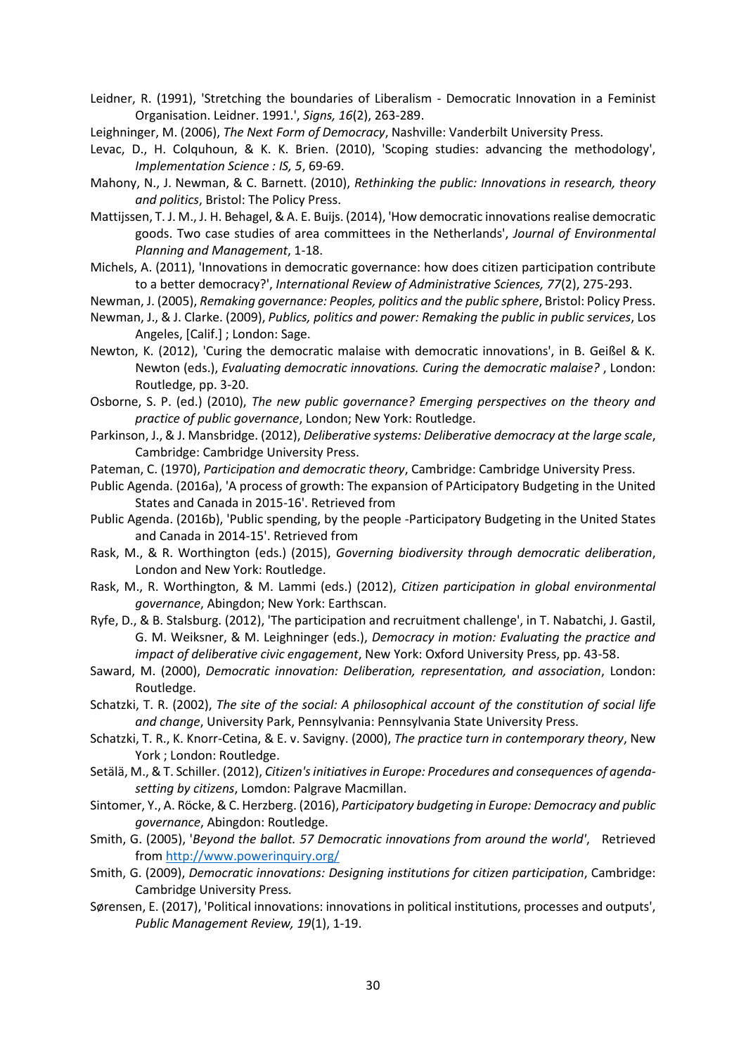Leidner, R. (1991), 'Stretching the boundaries of Liberalism - Democratic Innovation in a Feminist Organisation. Leidner. 1991.', *Signs, 16*(2), 263-289.

Leighninger, M. (2006), *The Next Form of Democracy*, Nashville: Vanderbilt University Press.

Levac, D., H. Colquhoun, & K. K. Brien. (2010), 'Scoping studies: advancing the methodology', *Implementation Science : IS, 5*, 69-69.

Mahony, N., J. Newman, & C. Barnett. (2010), *Rethinking the public: Innovations in research, theory and politics*, Bristol: The Policy Press.

Mattijssen, T. J. M., J. H. Behagel, & A. E. Buijs. (2014), 'How democratic innovations realise democratic goods. Two case studies of area committees in the Netherlands', *Journal of Environmental Planning and Management*, 1-18.

Michels, A. (2011), 'Innovations in democratic governance: how does citizen participation contribute to a better democracy?', *International Review of Administrative Sciences, 77*(2), 275-293.

Newman, J. (2005), *Remaking governance: Peoples, politics and the public sphere*, Bristol: Policy Press.

Newman, J., & J. Clarke. (2009), *Publics, politics and power: Remaking the public in public services*, Los Angeles, [Calif.] ; London: Sage.

Newton, K. (2012), 'Curing the democratic malaise with democratic innovations', in B. Geißel & K. Newton (eds.), *Evaluating democratic innovations. Curing the democratic malaise?* , London: Routledge, pp. 3-20.

Osborne, S. P. (ed.) (2010), *The new public governance? Emerging perspectives on the theory and practice of public governance*, London; New York: Routledge.

Parkinson, J., & J. Mansbridge. (2012), *Deliberative systems: Deliberative democracy at the large scale*, Cambridge: Cambridge University Press.

Pateman, C. (1970), *Participation and democratic theory*, Cambridge: Cambridge University Press.

Public Agenda. (2016a), 'A process of growth: The expansion of PArticipatory Budgeting in the United States and Canada in 2015-16'. Retrieved from

Public Agenda. (2016b), 'Public spending, by the people -Participatory Budgeting in the United States and Canada in 2014-15'. Retrieved from

Rask, M., & R. Worthington (eds.) (2015), *Governing biodiversity through democratic deliberation*, London and New York: Routledge.

Rask, M., R. Worthington, & M. Lammi (eds.) (2012), *Citizen participation in global environmental governance*, Abingdon; New York: Earthscan.

Ryfe, D., & B. Stalsburg. (2012), 'The participation and recruitment challenge', in T. Nabatchi, J. Gastil, G. M. Weiksner, & M. Leighninger (eds.), *Democracy in motion: Evaluating the practice and impact of deliberative civic engagement*, New York: Oxford University Press, pp. 43-58.

Saward, M. (2000), *Democratic innovation: Deliberation, representation, and association*, London: Routledge.

Schatzki, T. R. (2002), *The site of the social: A philosophical account of the constitution of social life and change*, University Park, Pennsylvania: Pennsylvania State University Press.

Schatzki, T. R., K. Knorr-Cetina, & E. v. Savigny. (2000), *The practice turn in contemporary theory*, New York ; London: Routledge.

Setälä, M., & T. Schiller. (2012), *Citizen's initiatives in Europe: Procedures and consequences of agenda-setting by citizens*, Lomdon: Palgrave Macmillan.

Sintomer, Y., A. Röcke, & C. Herzberg. (2016), *Participatory budgeting in Europe: Democracy and public governance*, Abingdon: Routledge.

Smith, G. (2005), '*Beyond the ballot. 57 Democratic innovations from around the world*', Retrieved from http://www.powerinquiry.org/

Smith, G. (2009), *Democratic innovations: Designing institutions for citizen participation*, Cambridge: Cambridge University Press.

Sørensen, E. (2017), 'Political innovations: innovations in political institutions, processes and outputs', *Public Management Review, 19*(1), 1-19.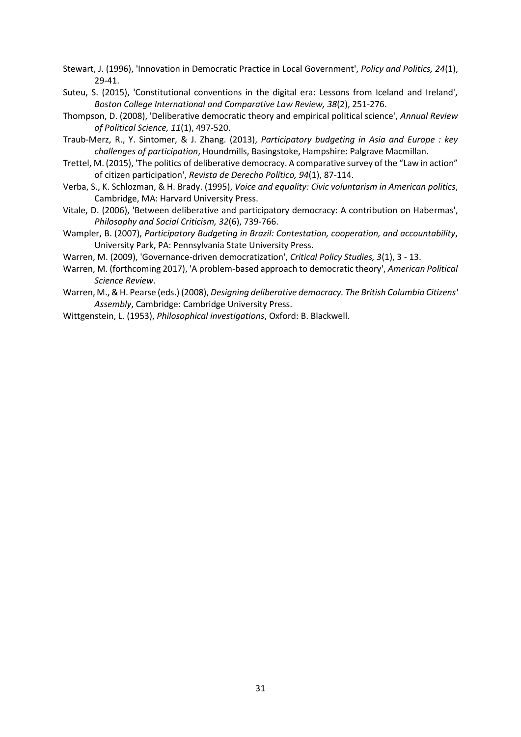Stewart, J. (1996), 'Innovation in Democratic Practice in Local Government', *Policy and Politics, 24*(1), 29-41.

Suteu, S. (2015), 'Constitutional conventions in the digital era: Lessons from Iceland and Ireland', *Boston College International and Comparative Law Review, 38*(2), 251-276.

Thompson, D. (2008), 'Deliberative democratic theory and empirical political science', *Annual Review of Political Science, 11*(1), 497-520.

Traub-Merz, R., Y. Sintomer, & J. Zhang. (2013), *Participatory budgeting in Asia and Europe : key challenges of participation*, Houndmills, Basingstoke, Hampshire: Palgrave Macmillan.

Trettel, M. (2015), 'The politics of deliberative democracy. A comparative survey of the "Law in action" of citizen participation', *Revista de Derecho Político, 94*(1), 87-114.

Verba, S., K. Schlozman, & H. Brady. (1995), *Voice and equality: Civic voluntarism in American politics*, Cambridge, MA: Harvard University Press.

Vitale, D. (2006), 'Between deliberative and participatory democracy: A contribution on Habermas', *Philosophy and Social Criticism, 32*(6), 739-766.

Wampler, B. (2007), *Participatory Budgeting in Brazil: Contestation, cooperation, and accountability*, University Park, PA: Pennsylvania State University Press.

Warren, M. (2009), 'Governance-driven democratization', *Critical Policy Studies, 3*(1), 3 - 13.

Warren, M. (forthcoming 2017), 'A problem-based approach to democratic theory', *American Political Science Review*.

Warren, M., & H. Pearse (eds.) (2008), *Designing deliberative democracy. The British Columbia Citizens' Assembly*, Cambridge: Cambridge University Press.

Wittgenstein, L. (1953), *Philosophical investigations*, Oxford: B. Blackwell.